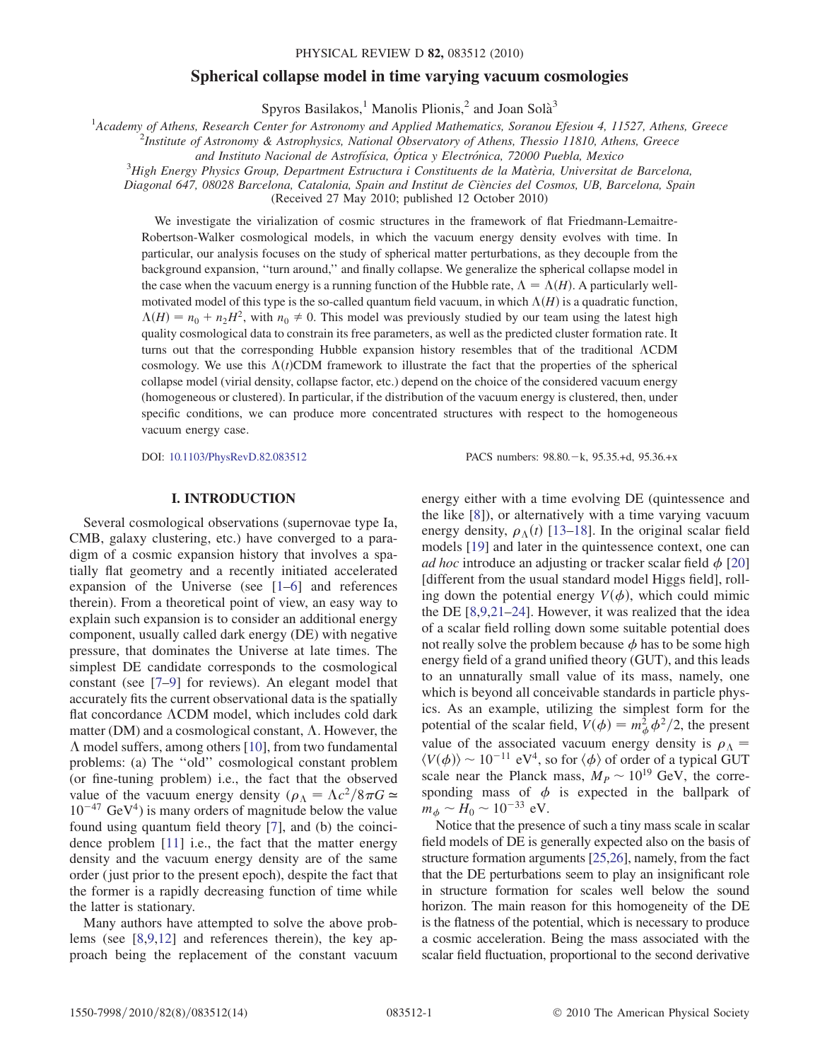# Spherical collapse model in time varying vacuum cosmologies

Spyros Basilakos,[1] Manolis Plionis,[2] and Joan Solà[3]

[1]*Academy of Athens, Research Center for Astronomy and Applied Mathematics, Soranou Efesiou 4, 11527, Athens, Greece*
[2]*Institute of Astronomy & Astrophysics, National Observatory of Athens, Thessio 11810, Athens, Greece and Instituto Nacional de Astrofísica, Óptica y Electrónica, 72000 Puebla, Mexico*
[3]*High Energy Physics Group, Department Estructura i Constituents de la Matèria, Universitat de Barcelona, Diagonal 647, 08028 Barcelona, Catalonia, Spain and Institut de Ciències del Cosmos, UB, Barcelona, Spain*
(Received 27 May 2010; published 12 October 2010)

We investigate the virialization of cosmic structures in the framework of flat Friedmann-Lemaitre-Robertson-Walker cosmological models, in which the vacuum energy density evolves with time. In particular, our analysis focuses on the study of spherical matter perturbations, as they decouple from the background expansion, "turn around," and finally collapse. We generalize the spherical collapse model in the case when the vacuum energy is a running function of the Hubble rate, $\Lambda = \Lambda(H)$. A particularly well-motivated model of this type is the so-called quantum field vacuum, in which $\Lambda(H)$ is a quadratic function, $\Lambda(H) = n_0 + n_2 H^2$, with $n_0 \neq 0$. This model was previously studied by our team using the latest high quality cosmological data to constrain its free parameters, as well as the predicted cluster formation rate. It turns out that the corresponding Hubble expansion history resembles that of the traditional $\Lambda$CDM cosmology. We use this $\Lambda(t)$CDM framework to illustrate the fact that the properties of the spherical collapse model (virial density, collapse factor, etc.) depend on the choice of the considered vacuum energy (homogeneous or clustered). In particular, if the distribution of the vacuum energy is clustered, then, under specific conditions, we can produce more concentrated structures with respect to the homogeneous vacuum energy case.

DOI: 10.1103/PhysRevD.82.083512 PACS numbers: 98.80.−k, 95.35.+d, 95.36.+x

## I. INTRODUCTION

Several cosmological observations (supernovae type Ia, CMB, galaxy clustering, etc.) have converged to a paradigm of a cosmic expansion history that involves a spatially flat geometry and a recently initiated accelerated expansion of the Universe (see [1–6] and references therein). From a theoretical point of view, an easy way to explain such expansion is to consider an additional energy component, usually called dark energy (DE) with negative pressure, that dominates the Universe at late times. The simplest DE candidate corresponds to the cosmological constant (see [7–9] for reviews). An elegant model that accurately fits the current observational data is the spatially flat concordance $\Lambda$CDM model, which includes cold dark matter (DM) and a cosmological constant, $\Lambda$. However, the $\Lambda$ model suffers, among others [10], from two fundamental problems: (a) The "old" cosmological constant problem (or fine-tuning problem) i.e., the fact that the observed value of the vacuum energy density ($\rho_\Lambda = \Lambda c^2/8\pi G \simeq 10^{-47}$ GeV$^4$) is many orders of magnitude below the value found using quantum field theory [7], and (b) the coincidence problem [11] i.e., the fact that the matter energy density and the vacuum energy density are of the same order (just prior to the present epoch), despite the fact that the former is a rapidly decreasing function of time while the latter is stationary.

Many authors have attempted to solve the above problems (see [8,9,12] and references therein), the key approach being the replacement of the constant vacuum energy either with a time evolving DE (quintessence and the like [8]), or alternatively with a time varying vacuum energy density, $\rho_\Lambda(t)$ [13–18]. In the original scalar field models [19] and later in the quintessence context, one can *ad hoc* introduce an adjusting or tracker scalar field $\phi$ [20] [different from the usual standard model Higgs field], rolling down the potential energy $V(\phi)$, which could mimic the DE [8,9,21–24]. However, it was realized that the idea of a scalar field rolling down some suitable potential does not really solve the problem because $\phi$ has to be some high energy field of a grand unified theory (GUT), and this leads to an unnaturally small value of its mass, namely, one which is beyond all conceivable standards in particle physics. As an example, utilizing the simplest form for the potential of the scalar field, $V(\phi) = m_\phi^2 \phi^2/2$, the present value of the associated vacuum energy density is $\rho_\Lambda = \langle V(\phi)\rangle \sim 10^{-11}$ eV$^4$, so for $\langle\phi\rangle$ of order of a typical GUT scale near the Planck mass, $M_P \sim 10^{19}$ GeV, the corresponding mass of $\phi$ is expected in the ballpark of $m_\phi \sim H_0 \sim 10^{-33}$ eV.

Notice that the presence of such a tiny mass scale in scalar field models of DE is generally expected also on the basis of structure formation arguments [25,26], namely, from the fact that the DE perturbations seem to play an insignificant role in structure formation for scales well below the sound horizon. The main reason for this homogeneity of the DE is the flatness of the potential, which is necessary to produce a cosmic acceleration. Being the mass associated with the scalar field fluctuation, proportional to the second derivative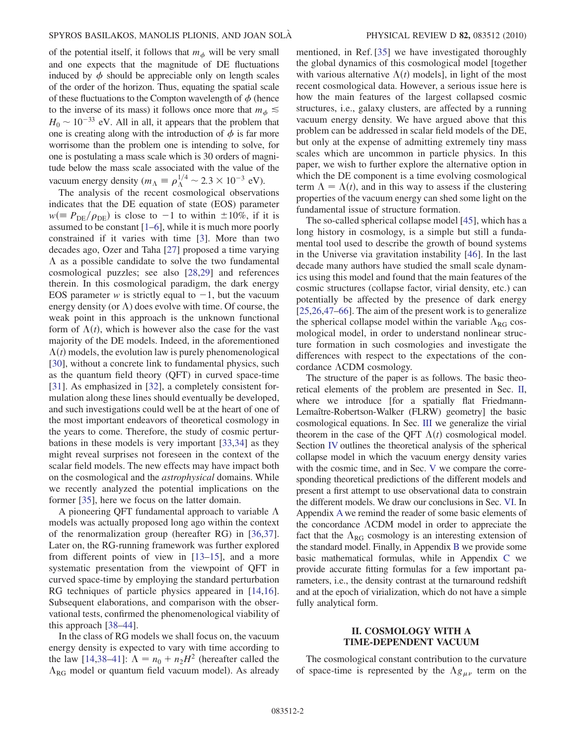of the potential itself, it follows that $m_\phi$ will be very small and one expects that the magnitude of DE fluctuations induced by $\phi$ should be appreciable only on length scales of the order of the horizon. Thus, equating the spatial scale of these fluctuations to the Compton wavelength of $\phi$ (hence to the inverse of its mass) it follows once more that $m_\phi \lesssim H_0 \sim 10^{-33}$ eV. All in all, it appears that the problem that one is creating along with the introduction of $\phi$ is far more worrisome than the problem one is intending to solve, for one is postulating a mass scale which is 30 orders of magnitude below the mass scale associated with the value of the vacuum energy density ($m_\Lambda \equiv \rho_\Lambda^{1/4} \sim 2.3 \times 10^{-3}$ eV).

The analysis of the recent cosmological observations indicates that the DE equation of state (EOS) parameter $w (\equiv P_{\rm DE}/\rho_{\rm DE})$ is close to $-1$ to within $\pm 10\%$, if it is assumed to be constant [1–6], while it is much more poorly constrained if it varies with time [3]. More than two decades ago, Ozer and Taha [27] proposed a time varying $\Lambda$ as a possible candidate to solve the two fundamental cosmological puzzles; see also [28,29] and references therein. In this cosmological paradigm, the dark energy EOS parameter $w$ is strictly equal to $-1$, but the vacuum energy density (or $\Lambda$) does evolve with time. Of course, the weak point in this approach is the unknown functional form of $\Lambda(t)$, which is however also the case for the vast majority of the DE models. Indeed, in the aforementioned $\Lambda(t)$ models, the evolution law is purely phenomenological [30], without a concrete link to fundamental physics, such as the quantum field theory (QFT) in curved space-time [31]. As emphasized in [32], a completely consistent formulation along these lines should eventually be developed, and such investigations could well be at the heart of one of the most important endeavors of theoretical cosmology in the years to come. Therefore, the study of cosmic perturbations in these models is very important [33,34] as they might reveal surprises not foreseen in the context of the scalar field models. The new effects may have impact both on the cosmological and the *astrophysical* domains. While we recently analyzed the potential implications on the former [35], here we focus on the latter domain.

A pioneering QFT fundamental approach to variable $\Lambda$ models was actually proposed long ago within the context of the renormalization group (hereafter RG) in [36,37]. Later on, the RG-running framework was further explored from different points of view in [13–15], and a more systematic presentation from the viewpoint of QFT in curved space-time by employing the standard perturbation RG techniques of particle physics appeared in [14,16]. Subsequent elaborations, and comparison with the observational tests, confirmed the phenomenological viability of this approach [38–44].

In the class of RG models we shall focus on, the vacuum energy density is expected to vary with time according to the law [14,38–41]: $\Lambda = n_0 + n_2 H^2$ (hereafter called the $\Lambda_{\rm RG}$ model or quantum field vacuum model). As already mentioned, in Ref. [35] we have investigated thoroughly the global dynamics of this cosmological model [together with various alternative $\Lambda(t)$ models], in light of the most recent cosmological data. However, a serious issue here is how the main features of the largest collapsed cosmic structures, i.e., galaxy clusters, are affected by a running vacuum energy density. We have argued above that this problem can be addressed in scalar field models of the DE, but only at the expense of admitting extremely tiny mass scales which are uncommon in particle physics. In this paper, we wish to further explore the alternative option in which the DE component is a time evolving cosmological term $\Lambda = \Lambda(t)$, and in this way to assess if the clustering properties of the vacuum energy can shed some light on the fundamental issue of structure formation.

The so-called spherical collapse model [45], which has a long history in cosmology, is a simple but still a fundamental tool used to describe the growth of bound systems in the Universe via gravitation instability [46]. In the last decade many authors have studied the small scale dynamics using this model and found that the main features of the cosmic structures (collapse factor, virial density, etc.) can potentially be affected by the presence of dark energy [25,26,47–66]. The aim of the present work is to generalize the spherical collapse model within the variable $\Lambda_{\rm RG}$ cosmological model, in order to understand nonlinear structure formation in such cosmologies and investigate the differences with respect to the expectations of the concordance $\Lambda$CDM cosmology.

The structure of the paper is as follows. The basic theoretical elements of the problem are presented in Sec. II, where we introduce [for a spatially flat Friedmann-Lemaître-Robertson-Walker (FLRW) geometry] the basic cosmological equations. In Sec. III we generalize the virial theorem in the case of the QFT $\Lambda(t)$ cosmological model. Section IV outlines the theoretical analysis of the spherical collapse model in which the vacuum energy density varies with the cosmic time, and in Sec. V we compare the corresponding theoretical predictions of the different models and present a first attempt to use observational data to constrain the different models. We draw our conclusions in Sec. VI. In Appendix A we remind the reader of some basic elements of the concordance $\Lambda$CDM model in order to appreciate the fact that the $\Lambda_{\rm RG}$ cosmology is an interesting extension of the standard model. Finally, in Appendix B we provide some basic mathematical formulas, while in Appendix C we provide accurate fitting formulas for a few important parameters, i.e., the density contrast at the turnaround redshift and at the epoch of virialization, which do not have a simple fully analytical form.

## II. COSMOLOGY WITH A TIME-DEPENDENT VACUUM

The cosmological constant contribution to the curvature of space-time is represented by the $\Lambda g_{\mu\nu}$ term on the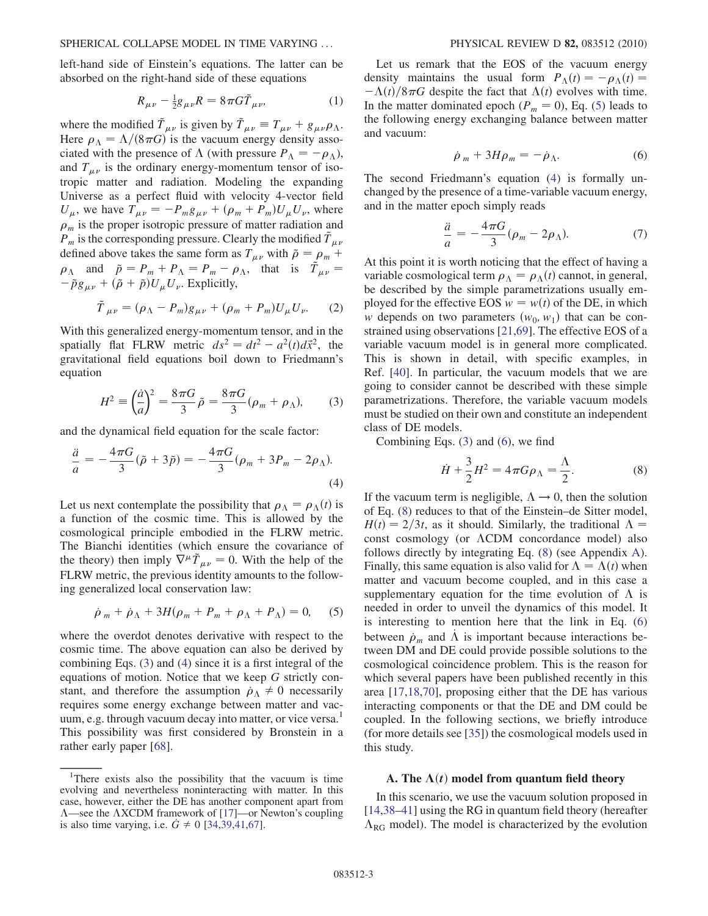left-hand side of Einstein's equations. The latter can be absorbed on the right-hand side of these equations

$$R_{\mu\nu} - \frac{1}{2}g_{\mu\nu}R = 8\pi G\tilde{T}_{\mu\nu}, \tag{1}$$

where the modified $\tilde{T}_{\mu\nu}$ is given by $\tilde{T}_{\mu\nu} \equiv T_{\mu\nu} + g_{\mu\nu}\rho_\Lambda$. Here $\rho_\Lambda = \Lambda/(8\pi G)$ is the vacuum energy density associated with the presence of $\Lambda$ (with pressure $P_\Lambda = -\rho_\Lambda$), and $T_{\mu\nu}$ is the ordinary energy-momentum tensor of isotropic matter and radiation. Modeling the expanding Universe as a perfect fluid with velocity 4-vector field $U_\mu$, we have $T_{\mu\nu} = -P_m g_{\mu\nu} + (\rho_m + P_m)U_\mu U_\nu$, where $\rho_m$ is the proper isotropic pressure of matter radiation and $P_m$ is the corresponding pressure. Clearly the modified $\tilde{T}_{\mu\nu}$ defined above takes the same form as $T_{\mu\nu}$ with $\tilde{\rho} = \rho_m + \rho_\Lambda$ and $\tilde{p} = P_m + P_\Lambda = P_m - \rho_\Lambda$, that is $\tilde{T}_{\mu\nu} = -\tilde{p}g_{\mu\nu} + (\tilde{\rho} + \tilde{p})U_\mu U_\nu$. Explicitly,

$$\tilde{T}_{\mu\nu} = (\rho_\Lambda - P_m)g_{\mu\nu} + (\rho_m + P_m)U_\mu U_\nu. \tag{2}$$

With this generalized energy-momentum tensor, and in the spatially flat FLRW metric $ds^2 = dt^2 - a^2(t)d\vec{x}^2$, the gravitational field equations boil down to Friedmann's equation

$$H^2 \equiv \left(\frac{\dot{a}}{a}\right)^2 = \frac{8\pi G}{3}\tilde{\rho} = \frac{8\pi G}{3}(\rho_m + \rho_\Lambda), \tag{3}$$

and the dynamical field equation for the scale factor:

$$\frac{\ddot{a}}{a} = -\frac{4\pi G}{3}(\tilde{\rho} + 3\tilde{p}) = -\frac{4\pi G}{3}(\rho_m + 3P_m - 2\rho_\Lambda). \tag{4}$$

Let us next contemplate the possibility that $\rho_\Lambda = \rho_\Lambda(t)$ is a function of the cosmic time. This is allowed by the cosmological principle embodied in the FLRW metric. The Bianchi identities (which ensure the covariance of the theory) then imply $\nabla^\mu \tilde{T}_{\mu\nu} = 0$. With the help of the FLRW metric, the previous identity amounts to the following generalized local conservation law:

$$\dot{\rho}_m + \dot{\rho}_\Lambda + 3H(\rho_m + P_m + \rho_\Lambda + P_\Lambda) = 0, \tag{5}$$

where the overdot denotes derivative with respect to the cosmic time. The above equation can also be derived by combining Eqs. (3) and (4) since it is a first integral of the equations of motion. Notice that we keep $G$ strictly constant, and therefore the assumption $\dot{\rho}_\Lambda \neq 0$ necessarily requires some energy exchange between matter and vacuum, e.g. through vacuum decay into matter, or vice versa.[1] This possibility was first considered by Bronstein in a rather early paper [68].

[1]There exists also the possibility that the vacuum is time evolving and nevertheless noninteracting with matter. In this case, however, either the DE has another component apart from $\Lambda$—see the $\Lambda$XCDM framework of [17]—or Newton's coupling is also time varying, i.e. $\dot{G} \neq 0$ [34,39,41,67].

Let us remark that the EOS of the vacuum energy density maintains the usual form $P_\Lambda(t) = -\rho_\Lambda(t) = -\Lambda(t)/8\pi G$ despite the fact that $\Lambda(t)$ evolves with time. In the matter dominated epoch ($P_m = 0$), Eq. (5) leads to the following energy exchanging balance between matter and vacuum:

$$\dot{\rho}_m + 3H\rho_m = -\dot{\rho}_\Lambda. \tag{6}$$

The second Friedmann's equation (4) is formally unchanged by the presence of a time-variable vacuum energy, and in the matter epoch simply reads

$$\frac{\ddot{a}}{a} = -\frac{4\pi G}{3}(\rho_m - 2\rho_\Lambda). \tag{7}$$

At this point it is worth noticing that the effect of having a variable cosmological term $\rho_\Lambda = \rho_\Lambda(t)$ cannot, in general, be described by the simple parametrizations usually employed for the effective EOS $w = w(t)$ of the DE, in which $w$ depends on two parameters $(w_0, w_1)$ that can be constrained using observations [21,69]. The effective EOS of a variable vacuum model is in general more complicated. This is shown in detail, with specific examples, in Ref. [40]. In particular, the vacuum models that we are going to consider cannot be described with these simple parametrizations. Therefore, the variable vacuum models must be studied on their own and constitute an independent class of DE models.

Combining Eqs. (3) and (6), we find

$$\dot{H} + \frac{3}{2}H^2 = 4\pi G\rho_\Lambda = \frac{\Lambda}{2}. \tag{8}$$

If the vacuum term is negligible, $\Lambda \to 0$, then the solution of Eq. (8) reduces to that of the Einstein–de Sitter model, $H(t) = 2/3t$, as it should. Similarly, the traditional $\Lambda =$ const cosmology (or $\Lambda$CDM concordance model) also follows directly by integrating Eq. (8) (see Appendix A). Finally, this same equation is also valid for $\Lambda = \Lambda(t)$ when matter and vacuum become coupled, and in this case a supplementary equation for the time evolution of $\Lambda$ is needed in order to unveil the dynamics of this model. It is interesting to mention here that the link in Eq. (6) between $\dot{\rho}_m$ and $\dot{\Lambda}$ is important because interactions between DM and DE could provide possible solutions to the cosmological coincidence problem. This is the reason for which several papers have been published recently in this area [17,18,70], proposing either that the DE has various interacting components or that the DE and DM could be coupled. In the following sections, we briefly introduce (for more details see [35]) the cosmological models used in this study.

### A. The $\Lambda(t)$ model from quantum field theory

In this scenario, we use the vacuum solution proposed in [14,38–41] using the RG in quantum field theory (hereafter $\Lambda_{RG}$ model). The model is characterized by the evolution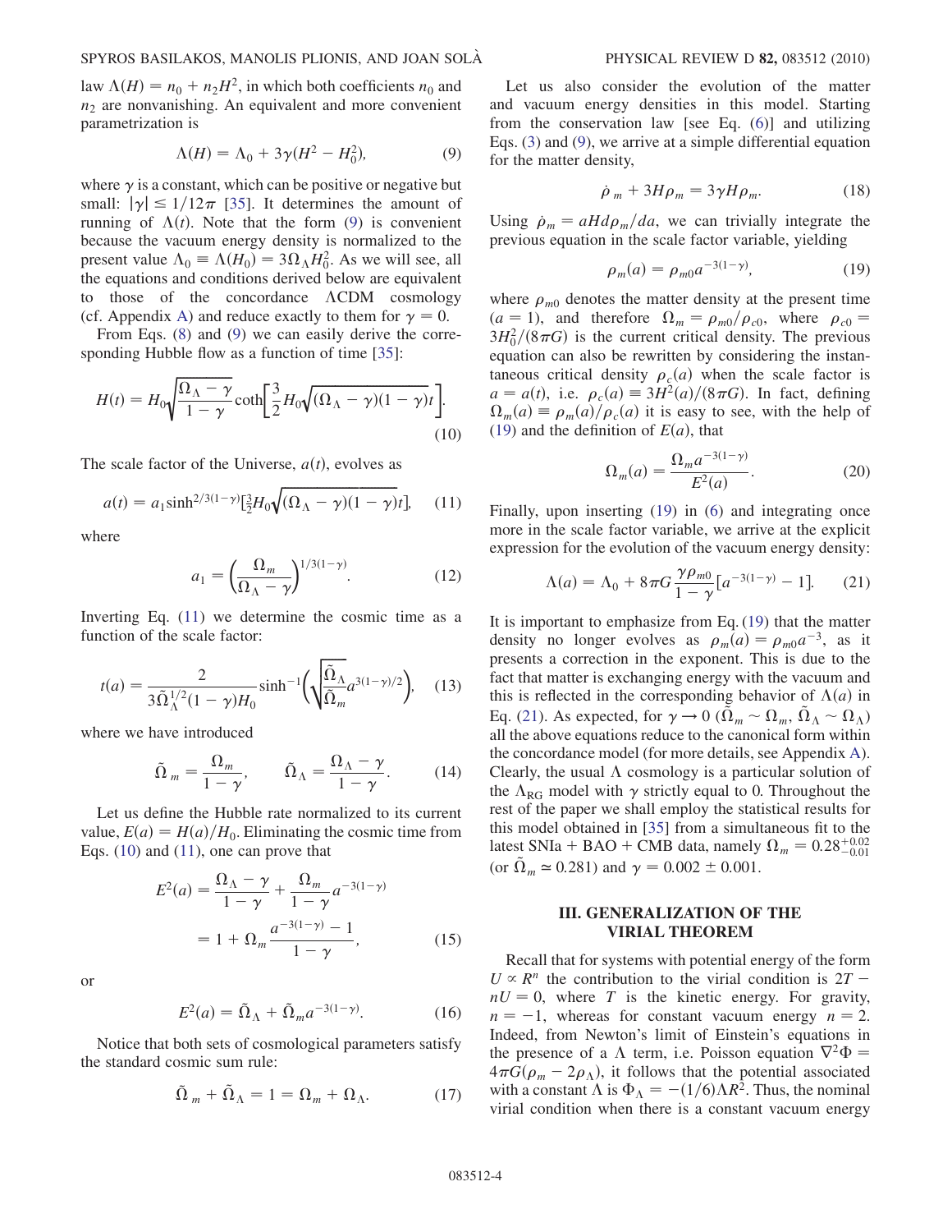law $\Lambda(H) = n_0 + n_2 H^2$, in which both coefficients $n_0$ and $n_2$ are nonvanishing. An equivalent and more convenient parametrization is

$$\Lambda(H) = \Lambda_0 + 3\gamma(H^2 - H_0^2), \tag{9}$$

where $\gamma$ is a constant, which can be positive or negative but small: $|\gamma| \leq 1/12\pi$ [35]. It determines the amount of running of $\Lambda(t)$. Note that the form (9) is convenient because the vacuum energy density is normalized to the present value $\Lambda_0 \equiv \Lambda(H_0) = 3\Omega_\Lambda H_0^2$. As we will see, all the equations and conditions derived below are equivalent to those of the concordance $\Lambda$CDM cosmology (cf. Appendix A) and reduce exactly to them for $\gamma = 0$.

From Eqs. (8) and (9) we can easily derive the corresponding Hubble flow as a function of time [35]:

$$H(t) = H_0\sqrt{\frac{\Omega_\Lambda - \gamma}{1-\gamma}}\coth\left[\frac{3}{2}H_0\sqrt{(\Omega_\Lambda - \gamma)(1-\gamma)}t\right]. \tag{10}$$

The scale factor of the Universe, $a(t)$, evolves as

$$a(t) = a_1 \sinh^{2/3(1-\gamma)}\left[\tfrac{3}{2}H_0\sqrt{(\Omega_\Lambda - \gamma)(1-\gamma)}t\right], \tag{11}$$

where

$$a_1 = \left(\frac{\Omega_m}{\Omega_\Lambda - \gamma}\right)^{1/3(1-\gamma)}. \tag{12}$$

Inverting Eq. (11) we determine the cosmic time as a function of the scale factor:

$$t(a) = \frac{2}{3\tilde{\Omega}_\Lambda^{1/2}(1-\gamma)H_0}\sinh^{-1}\left(\sqrt{\frac{\tilde{\Omega}_\Lambda}{\tilde{\Omega}_m}}a^{3(1-\gamma)/2}\right), \tag{13}$$

where we have introduced

$$\tilde{\Omega}_m = \frac{\Omega_m}{1-\gamma}, \qquad \tilde{\Omega}_\Lambda = \frac{\Omega_\Lambda - \gamma}{1-\gamma}. \tag{14}$$

Let us define the Hubble rate normalized to its current value, $E(a) = H(a)/H_0$. Eliminating the cosmic time from Eqs. (10) and (11), one can prove that

$$E^2(a) = \frac{\Omega_\Lambda - \gamma}{1-\gamma} + \frac{\Omega_m}{1-\gamma}a^{-3(1-\gamma)} = 1 + \Omega_m\frac{a^{-3(1-\gamma)} - 1}{1-\gamma}, \tag{15}$$

or

$$E^2(a) = \tilde{\Omega}_\Lambda + \tilde{\Omega}_m a^{-3(1-\gamma)}. \tag{16}$$

Notice that both sets of cosmological parameters satisfy the standard cosmic sum rule:

$$\tilde{\Omega}_m + \tilde{\Omega}_\Lambda = 1 = \Omega_m + \Omega_\Lambda. \tag{17}$$

Let us also consider the evolution of the matter and vacuum energy densities in this model. Starting from the conservation law [see Eq. (6)] and utilizing Eqs. (3) and (9), we arrive at a simple differential equation for the matter density,

$$\dot{\rho}_m + 3H\rho_m = 3\gamma H\rho_m. \tag{18}$$

Using $\dot{\rho}_m = aHd\rho_m/da$, we can trivially integrate the previous equation in the scale factor variable, yielding

$$\rho_m(a) = \rho_{m0}a^{-3(1-\gamma)}, \tag{19}$$

where $\rho_{m0}$ denotes the matter density at the present time ($a = 1$), and therefore $\Omega_m = \rho_{m0}/\rho_{c0}$, where $\rho_{c0} = 3H_0^2/(8\pi G)$ is the current critical density. The previous equation can also be rewritten by considering the instantaneous critical density $\rho_c(a)$ when the scale factor is $a = a(t)$, i.e. $\rho_c(a) \equiv 3H^2(a)/(8\pi G)$. In fact, defining $\Omega_m(a) \equiv \rho_m(a)/\rho_c(a)$ it is easy to see, with the help of (19) and the definition of $E(a)$, that

$$\Omega_m(a) = \frac{\Omega_m a^{-3(1-\gamma)}}{E^2(a)}. \tag{20}$$

Finally, upon inserting (19) in (6) and integrating once more in the scale factor variable, we arrive at the explicit expression for the evolution of the vacuum energy density:

$$\Lambda(a) = \Lambda_0 + 8\pi G\frac{\gamma\rho_{m0}}{1-\gamma}[a^{-3(1-\gamma)} - 1]. \tag{21}$$

It is important to emphasize from Eq. (19) that the matter density no longer evolves as $\rho_m(a) = \rho_{m0}a^{-3}$, as it presents a correction in the exponent. This is due to the fact that matter is exchanging energy with the vacuum and this is reflected in the corresponding behavior of $\Lambda(a)$ in Eq. (21). As expected, for $\gamma \to 0$ ($\tilde{\Omega}_m \sim \Omega_m$, $\tilde{\Omega}_\Lambda \sim \Omega_\Lambda$) all the above equations reduce to the canonical form within the concordance model (for more details, see Appendix A). Clearly, the usual $\Lambda$ cosmology is a particular solution of the $\Lambda_{RG}$ model with $\gamma$ strictly equal to 0. Throughout the rest of the paper we shall employ the statistical results for this model obtained in [35] from a simultaneous fit to the latest SNIa + BAO + CMB data, namely $\Omega_m = 0.28^{+0.02}_{-0.01}$ (or $\tilde{\Omega}_m \simeq 0.281$) and $\gamma = 0.002 \pm 0.001$.

## III. GENERALIZATION OF THE VIRIAL THEOREM

Recall that for systems with potential energy of the form $U \propto R^n$ the contribution to the virial condition is $2T - nU = 0$, where $T$ is the kinetic energy. For gravity, $n = -1$, whereas for constant vacuum energy $n = 2$. Indeed, from Newton's limit of Einstein's equations in the presence of a $\Lambda$ term, i.e. Poisson equation $\nabla^2\Phi = 4\pi G(\rho_m - 2\rho_\Lambda)$, it follows that the potential associated with a constant $\Lambda$ is $\Phi_\Lambda = -(1/6)\Lambda R^2$. Thus, the nominal virial condition when there is a constant vacuum energy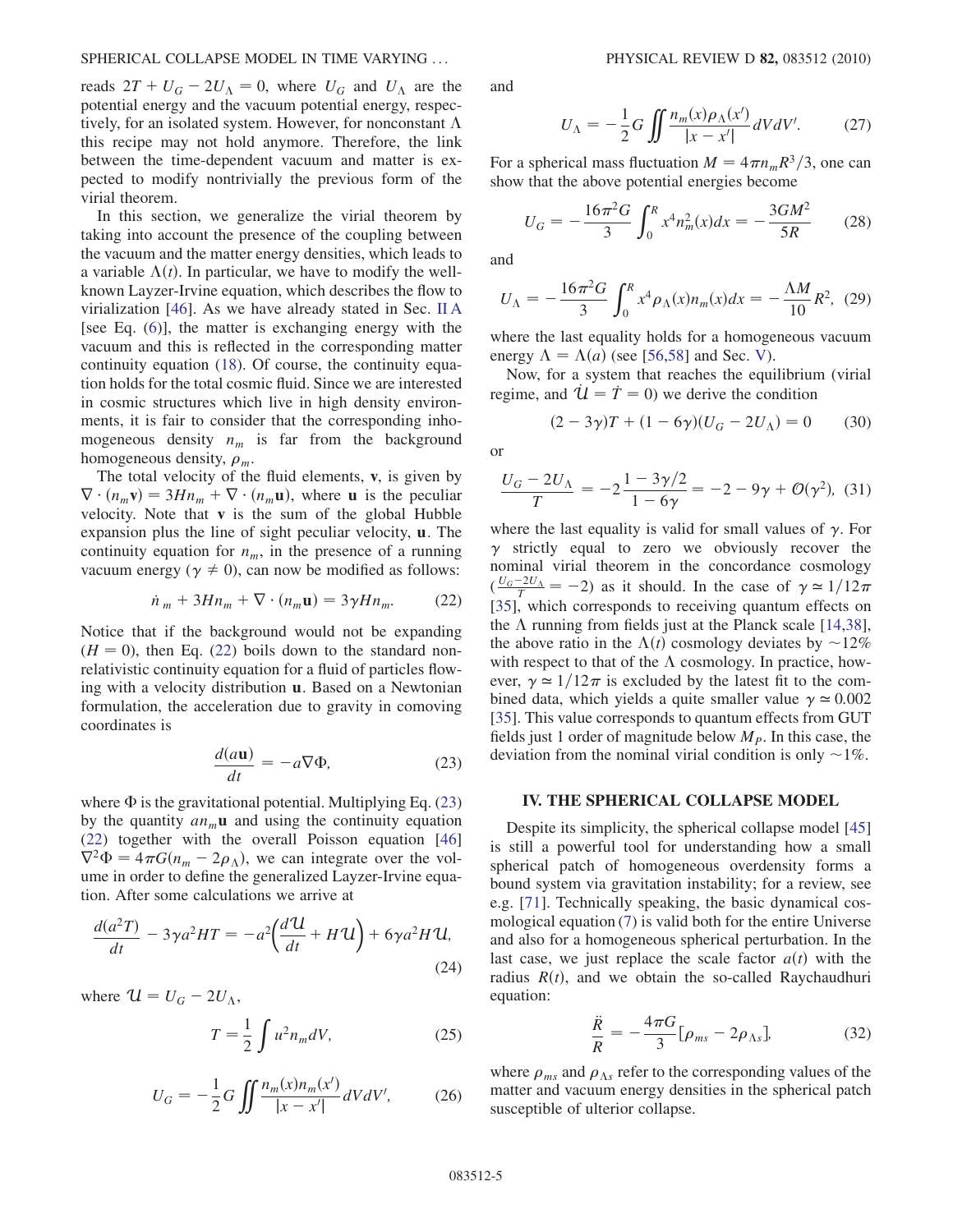reads $2T + U_G - 2U_\Lambda = 0$, where $U_G$ and $U_\Lambda$ are the potential energy and the vacuum potential energy, respectively, for an isolated system. However, for nonconstant $\Lambda$ this recipe may not hold anymore. Therefore, the link between the time-dependent vacuum and matter is expected to modify nontrivially the previous form of the virial theorem.

In this section, we generalize the virial theorem by taking into account the presence of the coupling between the vacuum and the matter energy densities, which leads to a variable $\Lambda(t)$. In particular, we have to modify the well-known Layzer-Irvine equation, which describes the flow to virialization [46]. As we have already stated in Sec. II A [see Eq. (6)], the matter is exchanging energy with the vacuum and this is reflected in the corresponding matter continuity equation (18). Of course, the continuity equation holds for the total cosmic fluid. Since we are interested in cosmic structures which live in high density environments, it is fair to consider that the corresponding inhomogeneous density $n_m$ is far from the background homogeneous density, $\rho_m$.

The total velocity of the fluid elements, $\mathbf{v}$, is given by $\nabla \cdot (n_m \mathbf{v}) = 3Hn_m + \nabla \cdot (n_m \mathbf{u})$, where $\mathbf{u}$ is the peculiar velocity. Note that $\mathbf{v}$ is the sum of the global Hubble expansion plus the line of sight peculiar velocity, $\mathbf{u}$. The continuity equation for $n_m$, in the presence of a running vacuum energy ($\gamma \neq 0$), can now be modified as follows:

$$\dot{n}_m + 3Hn_m + \nabla \cdot (n_m \mathbf{u}) = 3\gamma H n_m. \tag{22}$$

Notice that if the background would not be expanding ($H = 0$), then Eq. (22) boils down to the standard nonrelativistic continuity equation for a fluid of particles flowing with a velocity distribution $\mathbf{u}$. Based on a Newtonian formulation, the acceleration due to gravity in comoving coordinates is

$$\frac{d(a\mathbf{u})}{dt} = -a\nabla\Phi, \tag{23}$$

where $\Phi$ is the gravitational potential. Multiplying Eq. (23) by the quantity $an_m\mathbf{u}$ and using the continuity equation (22) together with the overall Poisson equation [46] $\nabla^2\Phi = 4\pi G(n_m - 2\rho_\Lambda)$, we can integrate over the volume in order to define the generalized Layzer-Irvine equation. After some calculations we arrive at

$$\frac{d(a^2T)}{dt} - 3\gamma a^2 HT = -a^2\left(\frac{d\mathcal{U}}{dt} + H\mathcal{U}\right) + 6\gamma a^2 H\mathcal{U}, \tag{24}$$

where $\mathcal{U} = U_G - 2U_\Lambda$,

$$T = \frac{1}{2}\int u^2 n_m dV, \tag{25}$$

$$U_G = -\frac{1}{2}G\iint \frac{n_m(x)n_m(x')}{|x - x'|}dVdV', \tag{26}$$

and

$$U_\Lambda = -\frac{1}{2}G\iint \frac{n_m(x)\rho_\Lambda(x')}{|x - x'|}dVdV'. \tag{27}$$

For a spherical mass fluctuation $M = 4\pi n_m R^3/3$, one can show that the above potential energies become

$$U_G = -\frac{16\pi^2 G}{3}\int_0^R x^4 n_m^2(x)dx = -\frac{3GM^2}{5R} \tag{28}$$

and

$$U_\Lambda = -\frac{16\pi^2 G}{3}\int_0^R x^4 \rho_\Lambda(x) n_m(x)dx = -\frac{\Lambda M}{10}R^2, \tag{29}$$

where the last equality holds for a homogeneous vacuum energy $\Lambda = \Lambda(a)$ (see [56,58] and Sec. V).

Now, for a system that reaches the equilibrium (virial regime, and $\dot{\mathcal{U}} = \dot{T} = 0$) we derive the condition

$$(2 - 3\gamma)T + (1 - 6\gamma)(U_G - 2U_\Lambda) = 0 \tag{30}$$

or

$$\frac{U_G - 2U_\Lambda}{T} = -2\frac{1 - 3\gamma/2}{1 - 6\gamma} = -2 - 9\gamma + \mathcal{O}(\gamma^2), \tag{31}$$

where the last equality is valid for small values of $\gamma$. For $\gamma$ strictly equal to zero we obviously recover the nominal virial theorem in the concordance cosmology ($\frac{U_G - 2U_\Lambda}{T} = -2$) as it should. In the case of $\gamma \simeq 1/12\pi$ [35], which corresponds to receiving quantum effects on the $\Lambda$ running from fields just at the Planck scale [14,38], the above ratio in the $\Lambda(t)$ cosmology deviates by $\sim$12% with respect to that of the $\Lambda$ cosmology. In practice, however, $\gamma \simeq 1/12\pi$ is excluded by the latest fit to the combined data, which yields a quite smaller value $\gamma \simeq 0.002$ [35]. This value corresponds to quantum effects from GUT fields just 1 order of magnitude below $M_P$. In this case, the deviation from the nominal virial condition is only $\sim$1%.

## IV. THE SPHERICAL COLLAPSE MODEL

Despite its simplicity, the spherical collapse model [45] is still a powerful tool for understanding how a small spherical patch of homogeneous overdensity forms a bound system via gravitation instability; for a review, see e.g. [71]. Technically speaking, the basic dynamical cosmological equation (7) is valid both for the entire Universe and also for a homogeneous spherical perturbation. In the last case, we just replace the scale factor $a(t)$ with the radius $R(t)$, and we obtain the so-called Raychaudhuri equation:

$$\frac{\ddot{R}}{R} = -\frac{4\pi G}{3}[\rho_{ms} - 2\rho_{\Lambda s}], \tag{32}$$

where $\rho_{ms}$ and $\rho_{\Lambda s}$ refer to the corresponding values of the matter and vacuum energy densities in the spherical patch susceptible of ulterior collapse.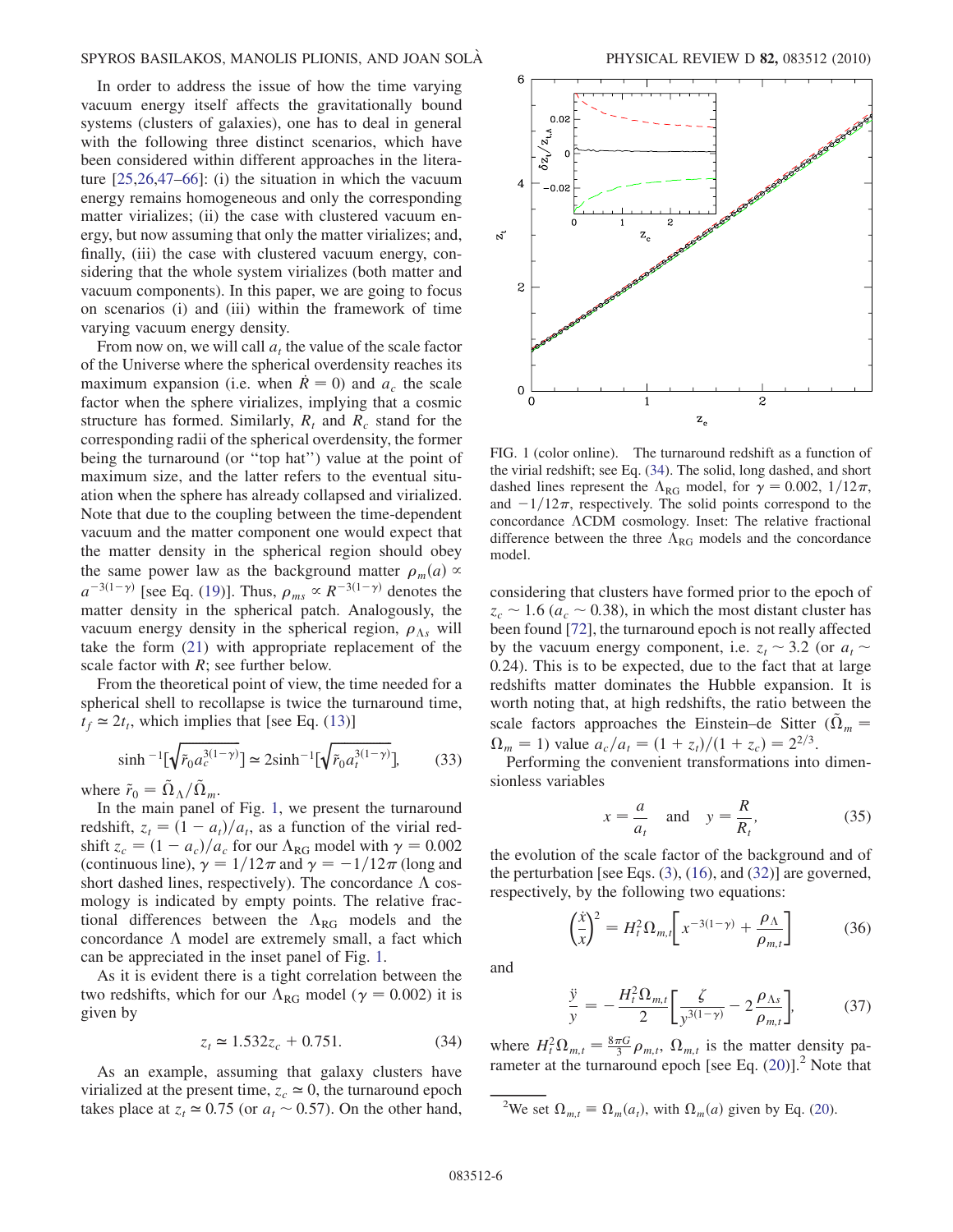In order to address the issue of how the time varying vacuum energy itself affects the gravitationally bound systems (clusters of galaxies), one has to deal in general with the following three distinct scenarios, which have been considered within different approaches in the literature [25,26,47–66]: (i) the situation in which the vacuum energy remains homogeneous and only the corresponding matter virializes; (ii) the case with clustered vacuum energy, but now assuming that only the matter virializes; and, finally, (iii) the case with clustered vacuum energy, considering that the whole system virializes (both matter and vacuum components). In this paper, we are going to focus on scenarios (i) and (iii) within the framework of time varying vacuum energy density.

From now on, we will call $a_t$ the value of the scale factor of the Universe where the spherical overdensity reaches its maximum expansion (i.e. when $\dot{R} = 0$) and $a_c$ the scale factor when the sphere virializes, implying that a cosmic structure has formed. Similarly, $R_t$ and $R_c$ stand for the corresponding radii of the spherical overdensity, the former being the turnaround (or "top hat") value at the point of maximum size, and the latter refers to the eventual situation when the sphere has already collapsed and virialized. Note that due to the coupling between the time-dependent vacuum and the matter component one would expect that the matter density in the spherical region should obey the same power law as the background matter $\rho_m(a) \propto a^{-3(1-\gamma)}$ [see Eq. (19)]. Thus, $\rho_{ms} \propto R^{-3(1-\gamma)}$ denotes the matter density in the spherical patch. Analogously, the vacuum energy density in the spherical region, $\rho_{\Lambda s}$ will take the form (21) with appropriate replacement of the scale factor with $R$; see further below.

From the theoretical point of view, the time needed for a spherical shell to recollapse is twice the turnaround time, $t_f \simeq 2t_t$, which implies that [see Eq. (13)]

$$\sinh^{-1}\left[\sqrt{\tilde{r}_0 a_c^{3(1-\gamma)}}\right] \simeq 2\sinh^{-1}\left[\sqrt{\tilde{r}_0 a_t^{3(1-\gamma)}}\right], \tag{33}$$

where $\tilde{r}_0 = \tilde{\Omega}_\Lambda / \tilde{\Omega}_m$.

In the main panel of Fig. 1, we present the turnaround redshift, $z_t = (1 - a_t)/a_t$, as a function of the virial redshift $z_c = (1 - a_c)/a_c$ for our $\Lambda_{RG}$ model with $\gamma = 0.002$ (continuous line), $\gamma = 1/12\pi$ and $\gamma = -1/12\pi$ (long and short dashed lines, respectively). The concordance $\Lambda$ cosmology is indicated by empty points. The relative fractional differences between the $\Lambda_{RG}$ models and the concordance $\Lambda$ model are extremely small, a fact which can be appreciated in the inset panel of Fig. 1.

As it is evident there is a tight correlation between the two redshifts, which for our $\Lambda_{RG}$ model ($\gamma = 0.002$) it is given by

$$z_t \simeq 1.532 z_c + 0.751. \tag{34}$$

As an example, assuming that galaxy clusters have virialized at the present time, $z_c \simeq 0$, the turnaround epoch takes place at $z_t \simeq 0.75$ (or $a_t \sim 0.57$). On the other hand, considering that clusters have formed prior to the epoch of $z_c \sim 1.6$ ($a_c \sim 0.38$), in which the most distant cluster has been found [72], the turnaround epoch is not really affected by the vacuum energy component, i.e. $z_t \sim 3.2$ (or $a_t \sim 0.24$). This is to be expected, due to the fact that at large redshifts matter dominates the Hubble expansion. It is worth noting that, at high redshifts, the ratio between the scale factors approaches the Einstein–de Sitter ($\tilde{\Omega}_m = \Omega_m = 1$) value $a_c/a_t = (1 + z_t)/(1 + z_c) = 2^{2/3}$.

FIG. 1 (color online). The turnaround redshift as a function of the virial redshift; see Eq. (34). The solid, long dashed, and short dashed lines represent the $\Lambda_{RG}$ model, for $\gamma = 0.002$, $1/12\pi$, and $-1/12\pi$, respectively. The solid points correspond to the concordance $\Lambda$CDM cosmology. Inset: The relative fractional difference between the three $\Lambda_{RG}$ models and the concordance model.

Performing the convenient transformations into dimensionless variables

$$x = \frac{a}{a_t} \quad \text{and} \quad y = \frac{R}{R_t}, \tag{35}$$

the evolution of the scale factor of the background and of the perturbation [see Eqs. (3), (16), and (32)] are governed, respectively, by the following two equations:

$$\left(\frac{\dot{x}}{x}\right)^2 = H_t^2 \Omega_{m,t}\left[x^{-3(1-\gamma)} + \frac{\rho_\Lambda}{\rho_{m,t}}\right] \tag{36}$$

and

$$\frac{\ddot{y}}{y} = -\frac{H_t^2 \Omega_{m,t}}{2}\left[\frac{\zeta}{y^{3(1-\gamma)}} - 2\frac{\rho_{\Lambda s}}{\rho_{m,t}}\right], \tag{37}$$

where $H_t^2 \Omega_{m,t} = \frac{8\pi G}{3}\rho_{m,t}$, $\Omega_{m,t}$ is the matter density parameter at the turnaround epoch [see Eq. (20)].[2] Note that

[2] We set $\Omega_{m,t} \equiv \Omega_m(a_t)$, with $\Omega_m(a)$ given by Eq. (20).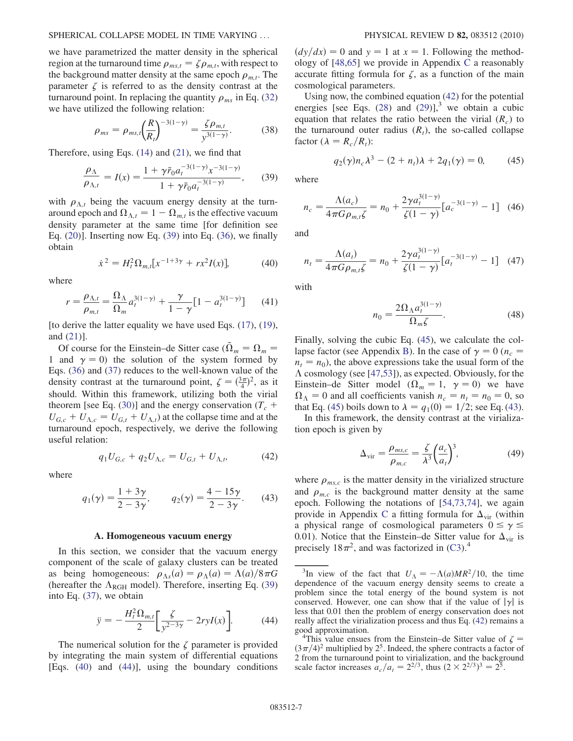we have parametrized the matter density in the spherical region at the turnaround time $\rho_{ms,t} = \zeta \rho_{m,t}$, with respect to the background matter density at the same epoch $\rho_{m,t}$. The parameter $\zeta$ is referred to as the density contrast at the turnaround point. In replacing the quantity $\rho_{ms}$ in Eq. (32) we have utilized the following relation:

$$\rho_{ms} = \rho_{ms,t}\left(\frac{R}{R_t}\right)^{-3(1-\gamma)} = \frac{\zeta \rho_{m,t}}{y^{3(1-\gamma)}}. \tag{38}$$

Therefore, using Eqs. (14) and (21), we find that

$$\frac{\rho_\Lambda}{\rho_{\Lambda,t}} = I(x) = \frac{1 + \gamma \tilde{r}_0 a_t^{-3(1-\gamma)} x^{-3(1-\gamma)}}{1 + \gamma \tilde{r}_0 a_t^{-3(1-\gamma)}}, \tag{39}$$

with $\rho_{\Lambda,t}$ being the vacuum energy density at the turnaround epoch and $\Omega_{\Lambda,t} = 1 - \Omega_{m,t}$ is the effective vacuum density parameter at the same time [for definition see Eq. (20)]. Inserting now Eq. (39) into Eq. (36), we finally obtain

$$\dot{x}^2 = H_t^2 \Omega_{m,t}[x^{-1+3\gamma} + rx^2 I(x)], \tag{40}$$

where

$$r = \frac{\rho_{\Lambda,t}}{\rho_{m,t}} = \frac{\Omega_\Lambda}{\Omega_m} a_t^{3(1-\gamma)} + \frac{\gamma}{1-\gamma}[1 - a_t^{3(1-\gamma)}] \tag{41}$$

[to derive the latter equality we have used Eqs. (17), (19), and (21)].

Of course for the Einstein–de Sitter case ($\tilde{\Omega}_m = \Omega_m = 1$ and $\gamma = 0$) the solution of the system formed by Eqs. (36) and (37) reduces to the well-known value of the density contrast at the turnaround point, $\zeta = (\frac{3\pi}{4})^2$, as it should. Within this framework, utilizing both the virial theorem [see Eq. (30)] and the energy conservation ($T_c + U_{G,c} + U_{\Lambda,c} = U_{G,t} + U_{\Lambda,t}$) at the collapse time and at the turnaround epoch, respectively, we derive the following useful relation:

$$q_1 U_{G,c} + q_2 U_{\Lambda,c} = U_{G,t} + U_{\Lambda,t}, \tag{42}$$

where

$$q_1(\gamma) = \frac{1 + 3\gamma}{2 - 3\gamma}, \qquad q_2(\gamma) = \frac{4 - 15\gamma}{2 - 3\gamma}. \tag{43}$$

### A. Homogeneous vacuum energy

In this section, we consider that the vacuum energy component of the scale of galaxy clusters can be treated as being homogeneous: $\rho_{\Lambda s}(a) = \rho_\Lambda(a) = \Lambda(a)/8\pi G$ (hereafter the $\Lambda_{\rm RGH}$ model). Therefore, inserting Eq. (39) into Eq. (37), we obtain

$$\ddot{y} = -\frac{H_t^2 \Omega_{m,t}}{2}\left[\frac{\zeta}{y^{2-3\gamma}} - 2ryI(x)\right]. \tag{44}$$

The numerical solution for the $\zeta$ parameter is provided by integrating the main system of differential equations [Eqs. (40) and (44)], using the boundary conditions $(dy/dx) = 0$ and $y = 1$ at $x = 1$. Following the methodology of [48,65] we provide in Appendix C a reasonably accurate fitting formula for $\zeta$, as a function of the main cosmological parameters.

Using now, the combined equation (42) for the potential energies [see Eqs. (28) and (29)],[3] we obtain a cubic equation that relates the ratio between the virial ($R_c$) to the turnaround outer radius ($R_t$), the so-called collapse factor ($\lambda = R_c/R_t$):

$$q_2(\gamma) n_c \lambda^3 - (2 + n_t)\lambda + 2q_1(\gamma) = 0, \tag{45}$$

where

$$n_c = \frac{\Lambda(a_c)}{4\pi G \rho_{m,t}\zeta} = n_0 + \frac{2\gamma a_t^{3(1-\gamma)}}{\zeta(1-\gamma)}[a_c^{-3(1-\gamma)} - 1] \tag{46}$$

and

$$n_t = \frac{\Lambda(a_t)}{4\pi G \rho_{m,t}\zeta} = n_0 + \frac{2\gamma a_t^{3(1-\gamma)}}{\zeta(1-\gamma)}[a_t^{-3(1-\gamma)} - 1] \tag{47}$$

with

$$n_0 = \frac{2\Omega_\Lambda a_t^{3(1-\gamma)}}{\Omega_m \zeta}. \tag{48}$$

Finally, solving the cubic Eq. (45), we calculate the collapse factor (see Appendix B). In the case of $\gamma = 0$ ($n_c = n_t = n_0$), the above expressions take the usual form of the $\Lambda$ cosmology (see [47,53]), as expected. Obviously, for the Einstein–de Sitter model ($\Omega_m = 1$, $\gamma = 0$) we have $\Omega_\Lambda = 0$ and all coefficients vanish $n_c = n_t = n_0 = 0$, so that Eq. (45) boils down to $\lambda = q_1(0) = 1/2$; see Eq. (43).

In this framework, the density contrast at the virialization epoch is given by

$$\Delta_{\rm vir} = \frac{\rho_{ms,c}}{\rho_{m,c}} = \frac{\zeta}{\lambda^3}\left(\frac{a_c}{a_t}\right)^3, \tag{49}$$

where $\rho_{ms,c}$ is the matter density in the virialized structure and $\rho_{m,c}$ is the background matter density at the same epoch. Following the notations of [54,73,74], we again provide in Appendix C a fitting formula for $\Delta_{\rm vir}$ (within a physical range of cosmological parameters $0 \le \gamma \le 0.01$). Notice that the Einstein–de Sitter value for $\Delta_{\rm vir}$ is precisely $18\pi^2$, and was factorized in (C3).[4]

---

[3] In view of the fact that $U_\Lambda = -\Lambda(a)MR^2/10$, the time dependence of the vacuum energy density seems to create a problem since the total energy of the bound system is not conserved. However, one can show that if the value of $|\gamma|$ is less that 0.01 then the problem of energy conservation does not really affect the virialization process and thus Eq. (42) remains a good approximation.

[4] This value ensues from the Einstein–de Sitter value of $\zeta = (3\pi/4)^2$ multiplied by $2^5$. Indeed, the sphere contracts a factor of 2 from the turnaround point to virialization, and the background scale factor increases $a_c/a_t = 2^{2/3}$, thus $(2 \times 2^{2/3})^3 = 2^5$.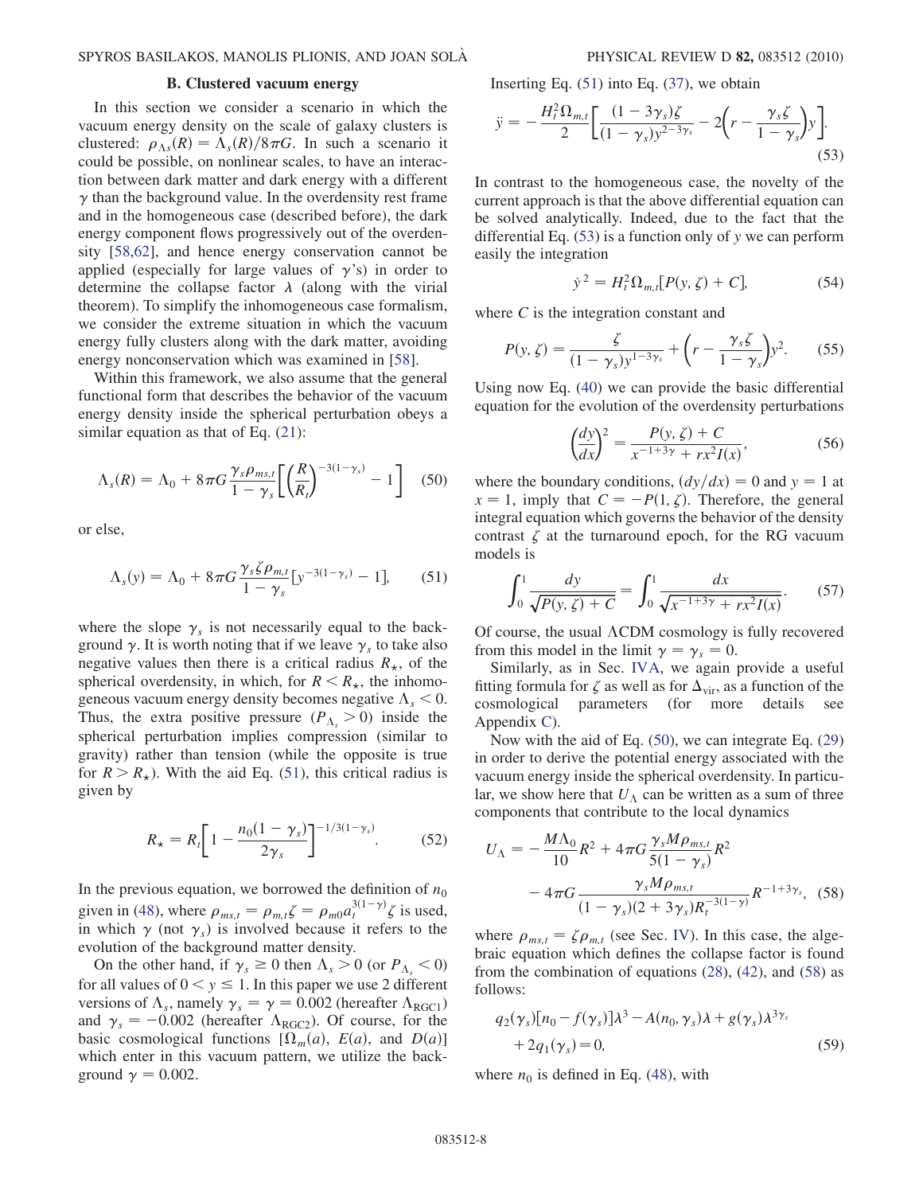### B. Clustered vacuum energy

In this section we consider a scenario in which the vacuum energy density on the scale of galaxy clusters is clustered: $\rho_{\Lambda s}(R) = \Lambda_s(R)/8\pi G$. In such a scenario it could be possible, on nonlinear scales, to have an interaction between dark matter and dark energy with a different $\gamma$ than the background value. In the overdensity rest frame and in the homogeneous case (described before), the dark energy component flows progressively out of the overdensity [58,62], and hence energy conservation cannot be applied (especially for large values of $\gamma$'s) in order to determine the collapse factor $\lambda$ (along with the virial theorem). To simplify the inhomogeneous case formalism, we consider the extreme situation in which the vacuum energy fully clusters along with the dark matter, avoiding energy nonconservation which was examined in [58].

Within this framework, we also assume that the general functional form that describes the behavior of the vacuum energy density inside the spherical perturbation obeys a similar equation as that of Eq. (21):

$$\Lambda_s(R) = \Lambda_0 + 8\pi G \frac{\gamma_s \rho_{ms,t}}{1-\gamma_s}\left[\left(\frac{R}{R_t}\right)^{-3(1-\gamma_s)} - 1\right] \quad (50)$$

or else,

$$\Lambda_s(y) = \Lambda_0 + 8\pi G \frac{\gamma_s \zeta \rho_{m,t}}{1-\gamma_s}[y^{-3(1-\gamma_s)} - 1], \quad (51)$$

where the slope $\gamma_s$ is not necessarily equal to the background $\gamma$. It is worth noting that if we leave $\gamma_s$ to take also negative values then there is a critical radius $R_\star$, of the spherical overdensity, in which, for $R < R_\star$, the inhomogeneous vacuum energy density becomes negative $\Lambda_s < 0$. Thus, the extra positive pressure ($P_{\Lambda_s} > 0$) inside the spherical perturbation implies compression (similar to gravity) rather than tension (while the opposite is true for $R > R_\star$). With the aid Eq. (51), this critical radius is given by

$$R_\star = R_t\left[1 - \frac{n_0(1-\gamma_s)}{2\gamma_s}\right]^{-1/3(1-\gamma_s)}. \quad (52)$$

In the previous equation, we borrowed the definition of $n_0$ given in (48), where $\rho_{ms,t} = \rho_{m,t}\zeta = \rho_{m0} a_t^{3(1-\gamma)}\zeta$ is used, in which $\gamma$ (not $\gamma_s$) is involved because it refers to the evolution of the background matter density.

On the other hand, if $\gamma_s \geq 0$ then $\Lambda_s > 0$ (or $P_{\Lambda_s} < 0$) for all values of $0 < y \leq 1$. In this paper we use 2 different versions of $\Lambda_s$, namely $\gamma_s = \gamma = 0.002$ (hereafter $\Lambda_{\mathrm{RGC1}}$) and $\gamma_s = -0.002$ (hereafter $\Lambda_{\mathrm{RGC2}}$). Of course, for the basic cosmological functions [$\Omega_m(a)$, $E(a)$, and $D(a)$] which enter in this vacuum pattern, we utilize the background $\gamma = 0.002$.

Inserting Eq. (51) into Eq. (37), we obtain

$$\ddot{y} = -\frac{H_t^2 \Omega_{m,t}}{2}\left[\frac{(1-3\gamma_s)\zeta}{(1-\gamma_s)y^{2-3\gamma_s}} - 2\left(r - \frac{\gamma_s\zeta}{1-\gamma_s}\right)y\right]. \quad (53)$$

In contrast to the homogeneous case, the novelty of the current approach is that the above differential equation can be solved analytically. Indeed, due to the fact that the differential Eq. (53) is a function only of $y$ we can perform easily the integration

$$\dot{y}^2 = H_t^2 \Omega_{m,t}[P(y,\zeta) + C], \quad (54)$$

where $C$ is the integration constant and

$$P(y,\zeta) = \frac{\zeta}{(1-\gamma_s)y^{1-3\gamma_s}} + \left(r - \frac{\gamma_s \zeta}{1-\gamma_s}\right)y^2. \quad (55)$$

Using now Eq. (40) we can provide the basic differential equation for the evolution of the overdensity perturbations

$$\left(\frac{dy}{dx}\right)^2 = \frac{P(y,\zeta) + C}{x^{-1+3\gamma} + rx^2 I(x)}, \quad (56)$$

where the boundary conditions, $(dy/dx) = 0$ and $y = 1$ at $x = 1$, imply that $C = -P(1,\zeta)$. Therefore, the general integral equation which governs the behavior of the density contrast $\zeta$ at the turnaround epoch, for the RG vacuum models is

$$\int_0^1 \frac{dy}{\sqrt{P(y,\zeta) + C}} = \int_0^1 \frac{dx}{\sqrt{x^{-1+3\gamma} + rx^2 I(x)}}. \quad (57)$$

Of course, the usual $\Lambda$CDM cosmology is fully recovered from this model in the limit $\gamma = \gamma_s = 0$.

Similarly, as in Sec. IV A, we again provide a useful fitting formula for $\zeta$ as well as for $\Delta_{\mathrm{vir}}$, as a function of the cosmological parameters (for more details see Appendix C).

Now with the aid of Eq. (50), we can integrate Eq. (29) in order to derive the potential energy associated with the vacuum energy inside the spherical overdensity. In particular, we show here that $U_\Lambda$ can be written as a sum of three components that contribute to the local dynamics

$$U_\Lambda = -\frac{M\Lambda_0}{10}R^2 + 4\pi G \frac{\gamma_s M \rho_{ms,t}}{5(1-\gamma_s)}R^2 - 4\pi G \frac{\gamma_s M \rho_{ms,t}}{(1-\gamma_s)(2+3\gamma_s)R_t^{-3(1-\gamma)}} R^{-1+3\gamma_s}, \quad (58)$$

where $\rho_{ms,t} = \zeta\rho_{m,t}$ (see Sec. IV). In this case, the algebraic equation which defines the collapse factor is found from the combination of equations (28), (42), and (58) as follows:

$$q_2(\gamma_s)[n_0 - f(\gamma_s)]\lambda^3 - A(n_0,\gamma_s)\lambda + g(\gamma_s)\lambda^{3\gamma_s} + 2q_1(\gamma_s) = 0, \quad (59)$$

where $n_0$ is defined in Eq. (48), with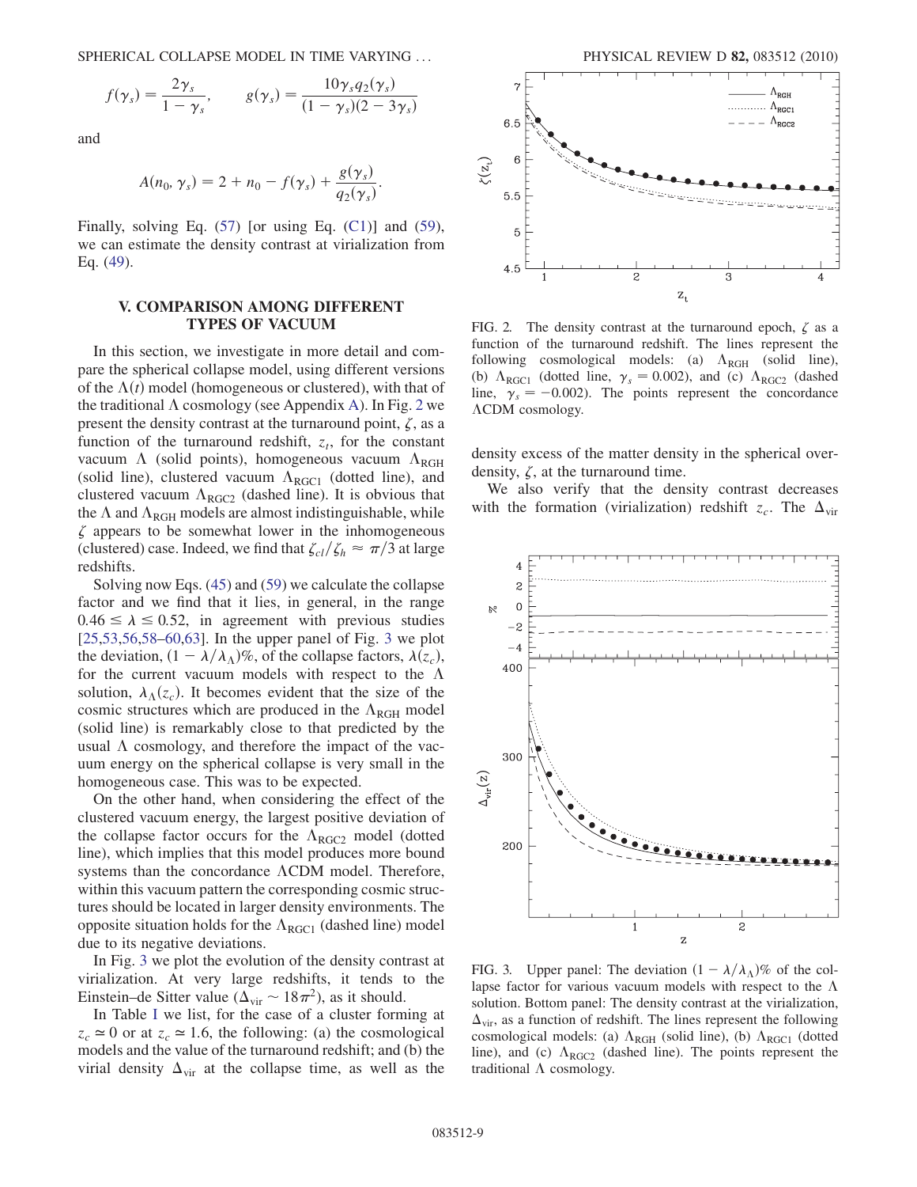$$f(\gamma_s) = \frac{2\gamma_s}{1-\gamma_s}, \qquad g(\gamma_s) = \frac{10\gamma_s q_2(\gamma_s)}{(1-\gamma_s)(2-3\gamma_s)}$$

and

$$A(n_0, \gamma_s) = 2 + n_0 - f(\gamma_s) + \frac{g(\gamma_s)}{q_2(\gamma_s)}.$$

Finally, solving Eq. (57) [or using Eq. (C1)] and (59), we can estimate the density contrast at virialization from Eq. (49).

## V. COMPARISON AMONG DIFFERENT TYPES OF VACUUM

In this section, we investigate in more detail and compare the spherical collapse model, using different versions of the $\Lambda(t)$ model (homogeneous or clustered), with that of the traditional $\Lambda$ cosmology (see Appendix A). In Fig. 2 we present the density contrast at the turnaround point, $\zeta$, as a function of the turnaround redshift, $z_t$, for the constant vacuum $\Lambda$ (solid points), homogeneous vacuum $\Lambda_{\rm RGH}$ (solid line), clustered vacuum $\Lambda_{\rm RGC1}$ (dotted line), and clustered vacuum $\Lambda_{\rm RGC2}$ (dashed line). It is obvious that the $\Lambda$ and $\Lambda_{\rm RGH}$ models are almost indistinguishable, while $\zeta$ appears to be somewhat lower in the inhomogeneous (clustered) case. Indeed, we find that $\zeta_{cl}/\zeta_h \approx \pi/3$ at large redshifts.

Solving now Eqs. (45) and (59) we calculate the collapse factor and we find that it lies, in general, in the range $0.46 \leq \lambda \leq 0.52$, in agreement with previous studies [25,53,56,58–60,63]. In the upper panel of Fig. 3 we plot the deviation, $(1 - \lambda/\lambda_\Lambda)\%$, of the collapse factors, $\lambda(z_c)$, for the current vacuum models with respect to the $\Lambda$ solution, $\lambda_\Lambda(z_c)$. It becomes evident that the size of the cosmic structures which are produced in the $\Lambda_{\rm RGH}$ model (solid line) is remarkably close to that predicted by the usual $\Lambda$ cosmology, and therefore the impact of the vacuum energy on the spherical collapse is very small in the homogeneous case. This was to be expected.

On the other hand, when considering the effect of the clustered vacuum energy, the largest positive deviation of the collapse factor occurs for the $\Lambda_{\rm RGC2}$ model (dotted line), which implies that this model produces more bound systems than the concordance $\Lambda$CDM model. Therefore, within this vacuum pattern the corresponding cosmic structures should be located in larger density environments. The opposite situation holds for the $\Lambda_{\rm RGC1}$ (dashed line) model due to its negative deviations.

In Fig. 3 we plot the evolution of the density contrast at virialization. At very large redshifts, it tends to the Einstein–de Sitter value ($\Delta_{\rm vir} \sim 18\pi^2$), as it should.

In Table I we list, for the case of a cluster forming at $z_c \simeq 0$ or at $z_c \simeq 1.6$, the following: (a) the cosmological models and the value of the turnaround redshift; and (b) the virial density $\Delta_{\rm vir}$ at the collapse time, as well as the density excess of the matter density in the spherical overdensity, $\zeta$, at the turnaround time.

FIG. 2. The density contrast at the turnaround epoch, $\zeta$ as a function of the turnaround redshift. The lines represent the following cosmological models: (a) $\Lambda_{\rm RGH}$ (solid line), (b) $\Lambda_{\rm RGC1}$ (dotted line, $\gamma_s = 0.002$), and (c) $\Lambda_{\rm RGC2}$ (dashed line, $\gamma_s = -0.002$). The points represent the concordance $\Lambda$CDM cosmology.

We also verify that the density contrast decreases with the formation (virialization) redshift $z_c$. The $\Delta_{\rm vir}$

FIG. 3. Upper panel: The deviation $(1 - \lambda/\lambda_\Lambda)\%$ of the collapse factor for various vacuum models with respect to the $\Lambda$ solution. Bottom panel: The density contrast at the virialization, $\Delta_{\rm vir}$, as a function of redshift. The lines represent the following cosmological models: (a) $\Lambda_{\rm RGH}$ (solid line), (b) $\Lambda_{\rm RGC1}$ (dotted line), and (c) $\Lambda_{\rm RGC2}$ (dashed line). The points represent the traditional $\Lambda$ cosmology.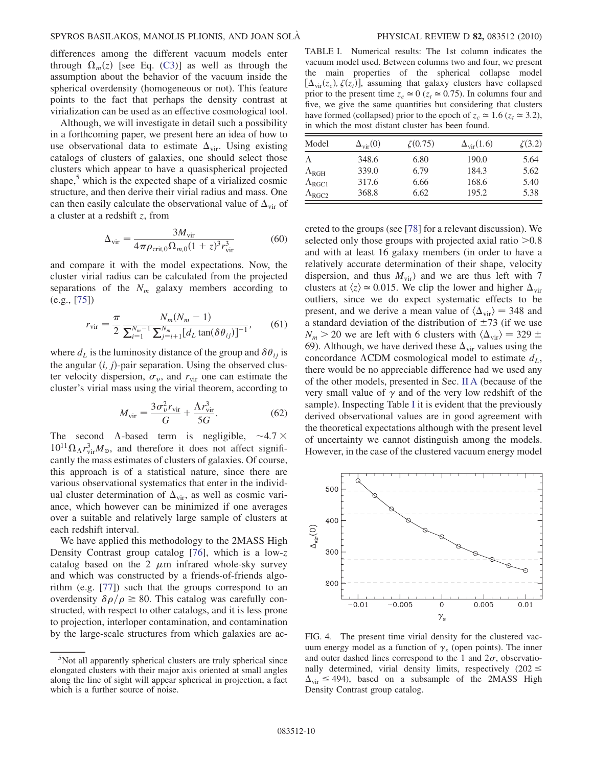differences among the different vacuum models enter through $\Omega_m(z)$ [see Eq. (C3)] as well as through the assumption about the behavior of the vacuum inside the spherical overdensity (homogeneous or not). This feature points to the fact that perhaps the density contrast at virialization can be used as an effective cosmological tool.

Although, we will investigate in detail such a possibility in a forthcoming paper, we present here an idea of how to use observational data to estimate $\Delta_{\rm vir}$. Using existing catalogs of clusters of galaxies, one should select those clusters which appear to have a quasispherical projected shape,[5] which is the expected shape of a virialized cosmic structure, and then derive their virial radius and mass. One can then easily calculate the observational value of $\Delta_{\rm vir}$ of a cluster at a redshift $z$, from

$$\Delta_{\rm vir} = \frac{3M_{\rm vir}}{4\pi\rho_{{\rm crit},0}\Omega_{m,0}(1+z)^3 r_{\rm vir}^3} \tag{60}$$

and compare it with the model expectations. Now, the cluster virial radius can be calculated from the projected separations of the $N_m$ galaxy members according to (e.g., [75])

$$r_{\rm vir} = \frac{\pi}{2}\frac{N_m(N_m-1)}{\sum_{i=1}^{N_m-1}\sum_{j=i+1}^{N_m}[d_L\tan(\delta\theta_{ij})]^{-1}}, \tag{61}$$

where $d_L$ is the luminosity distance of the group and $\delta\theta_{ij}$ is the angular $(i, j)$-pair separation. Using the observed cluster velocity dispersion, $\sigma_v$, and $r_{\rm vir}$ one can estimate the cluster's virial mass using the virial theorem, according to

$$M_{\rm vir} = \frac{3\sigma_v^2 r_{\rm vir}}{G} + \frac{\Lambda r_{\rm vir}^3}{5G}. \tag{62}$$

The second $\Lambda$-based term is negligible, $\sim 4.7\times 10^{11}\Omega_\Lambda r_{\rm vir}^3 M_\odot$, and therefore it does not affect significantly the mass estimates of clusters of galaxies. Of course, this approach is of a statistical nature, since there are various observational systematics that enter in the individual cluster determination of $\Delta_{\rm vir}$, as well as cosmic variance, which however can be minimized if one averages over a suitable and relatively large sample of clusters at each redshift interval.

We have applied this methodology to the 2MASS High Density Contrast group catalog [76], which is a low-$z$ catalog based on the 2 $\mu$m infrared whole-sky survey and which was constructed by a friends-of-friends algorithm (e.g. [77]) such that the groups correspond to an overdensity $\delta\rho/\rho \geq 80$. This catalog was carefully constructed, with respect to other catalogs, and it is less prone to projection, interloper contamination, and contamination by the large-scale structures from which galaxies are accreted to the groups (see [78] for a relevant discussion). We selected only those groups with projected axial ratio $>0.8$ and with at least 16 galaxy members (in order to have a relatively accurate determination of their shape, velocity dispersion, and thus $M_{\rm vir}$) and we are thus left with 7 clusters at $\langle z\rangle \simeq 0.015$. We clip the lower and higher $\Delta_{\rm vir}$ outliers, since we do expect systematic effects to be present, and we derive a mean value of $\langle\Delta_{\rm vir}\rangle = 348$ and a standard deviation of the distribution of $\pm 73$ (if we use $N_m > 20$ we are left with 6 clusters with $\langle\Delta_{\rm vir}\rangle = 329 \pm 69$). Although, we have derived these $\Delta_{\rm vir}$ values using the concordance $\Lambda$CDM cosmological model to estimate $d_L$, there would be no appreciable difference had we used any of the other models, presented in Sec. II A (because of the very small value of $\gamma$ and of the very low redshift of the sample). Inspecting Table I it is evident that the previously derived observational values are in good agreement with the theoretical expectations although with the present level of uncertainty we cannot distinguish among the models. However, in the case of the clustered vacuum energy model

TABLE I. Numerical results: The 1st column indicates the vacuum model used. Between columns two and four, we present the main properties of the spherical collapse model $[\Delta_{\rm vir}(z_c), \zeta(z_t)]$, assuming that galaxy clusters have collapsed prior to the present time $z_c \simeq 0$ ($z_t \simeq 0.75$). In columns four and five, we give the same quantities but considering that clusters have formed (collapsed) prior to the epoch of $z_c \simeq 1.6$ ($z_t \simeq 3.2$), in which the most distant cluster has been found.

| Model | $\Delta_{\rm vir}(0)$ | $\zeta(0.75)$ | $\Delta_{\rm vir}(1.6)$ | $\zeta(3.2)$ |
|---|---|---|---|---|
| $\Lambda$ | 348.6 | 6.80 | 190.0 | 5.64 |
| $\Lambda_{\rm RGH}$ | 339.0 | 6.79 | 184.3 | 5.62 |
| $\Lambda_{\rm RGC1}$ | 317.6 | 6.66 | 168.6 | 5.40 |
| $\Lambda_{\rm RGC2}$ | 368.8 | 6.62 | 195.2 | 5.38 |

FIG. 4. The present time virial density for the clustered vacuum energy model as a function of $\gamma_s$ (open points). The inner and outer dashed lines correspond to the 1 and $2\sigma$, observationally determined, virial density limits, respectively ($202 \leq \Delta_{\rm vir} \leq 494$), based on a subsample of the 2MASS High Density Contrast group catalog.

[5]Not all apparently spherical clusters are truly spherical since elongated clusters with their major axis oriented at small angles along the line of sight will appear spherical in projection, a fact which is a further source of noise.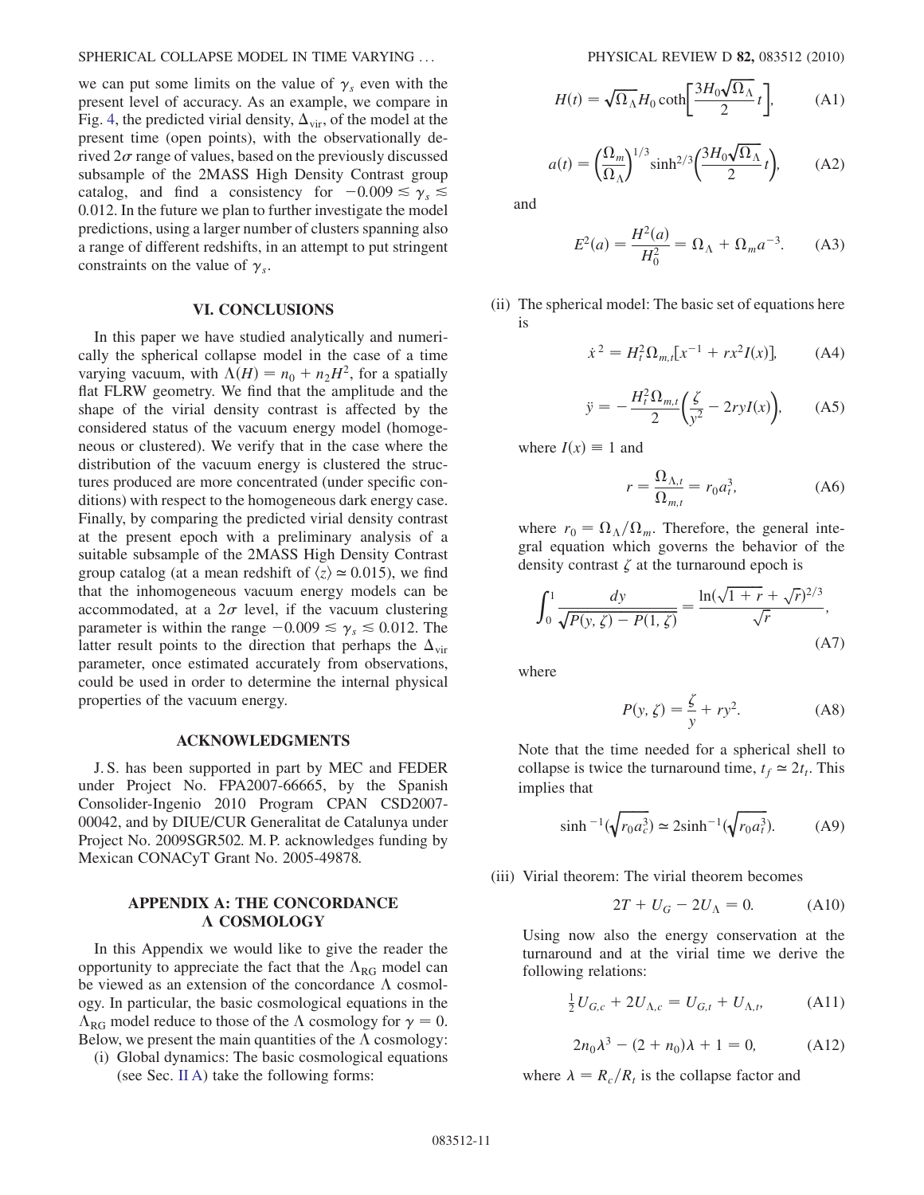we can put some limits on the value of $\gamma_s$ even with the present level of accuracy. As an example, we compare in Fig. 4, the predicted virial density, $\Delta_{\rm vir}$, of the model at the present time (open points), with the observationally derived $2\sigma$ range of values, based on the previously discussed subsample of the 2MASS High Density Contrast group catalog, and find a consistency for $-0.009 \lesssim \gamma_s \lesssim 0.012$. In the future we plan to further investigate the model predictions, using a larger number of clusters spanning also a range of different redshifts, in an attempt to put stringent constraints on the value of $\gamma_s$.

## VI. CONCLUSIONS

In this paper we have studied analytically and numerically the spherical collapse model in the case of a time varying vacuum, with $\Lambda(H) = n_0 + n_2 H^2$, for a spatially flat FLRW geometry. We find that the amplitude and the shape of the virial density contrast is affected by the considered status of the vacuum energy model (homogeneous or clustered). We verify that in the case where the distribution of the vacuum energy is clustered the structures produced are more concentrated (under specific conditions) with respect to the homogeneous dark energy case. Finally, by comparing the predicted virial density contrast at the present epoch with a preliminary analysis of a suitable subsample of the 2MASS High Density Contrast group catalog (at a mean redshift of $\langle z \rangle \simeq 0.015$), we find that the inhomogeneous vacuum energy models can be accommodated, at a $2\sigma$ level, if the vacuum clustering parameter is within the range $-0.009 \lesssim \gamma_s \lesssim 0.012$. The latter result points to the direction that perhaps the $\Delta_{\rm vir}$ parameter, once estimated accurately from observations, could be used in order to determine the internal physical properties of the vacuum energy.

## ACKNOWLEDGMENTS

J. S. has been supported in part by MEC and FEDER under Project No. FPA2007-66665, by the Spanish Consolider-Ingenio 2010 Program CPAN CSD2007-00042, and by DIUE/CUR Generalitat de Catalunya under Project No. 2009SGR502. M. P. acknowledges funding by Mexican CONACyT Grant No. 2005-49878.

## APPENDIX A: THE CONCORDANCE Λ COSMOLOGY

In this Appendix we would like to give the reader the opportunity to appreciate the fact that the $\Lambda_{\rm RG}$ model can be viewed as an extension of the concordance $\Lambda$ cosmology. In particular, the basic cosmological equations in the $\Lambda_{\rm RG}$ model reduce to those of the $\Lambda$ cosmology for $\gamma = 0$. Below, we present the main quantities of the $\Lambda$ cosmology:

(i) Global dynamics: The basic cosmological equations (see Sec. II A) take the following forms:

$$H(t) = \sqrt{\Omega_\Lambda} H_0 \coth\left[\frac{3H_0\sqrt{\Omega_\Lambda}}{2} t\right], \tag{A1}$$

$$a(t) = \left(\frac{\Omega_m}{\Omega_\Lambda}\right)^{1/3} \sinh^{2/3}\left(\frac{3H_0\sqrt{\Omega_\Lambda}}{2} t\right), \tag{A2}$$

and

$$E^2(a) = \frac{H^2(a)}{H_0^2} = \Omega_\Lambda + \Omega_m a^{-3}. \tag{A3}$$

(ii) The spherical model: The basic set of equations here is

$$\dot{x}^2 = H_t^2 \Omega_{m,t} [x^{-1} + r x^2 I(x)], \tag{A4}$$

$$\ddot{y} = -\frac{H_t^2 \Omega_{m,t}}{2}\left(\frac{\zeta}{y^2} - 2ryI(x)\right), \tag{A5}$$

where $I(x) \equiv 1$ and

$$r = \frac{\Omega_{\Lambda,t}}{\Omega_{m,t}} = r_0 a_t^3, \tag{A6}$$

where $r_0 = \Omega_\Lambda/\Omega_m$. Therefore, the general integral equation which governs the behavior of the density contrast $\zeta$ at the turnaround epoch is

$$\int_0^1 \frac{dy}{\sqrt{P(y,\zeta) - P(1,\zeta)}} = \frac{\ln(\sqrt{1+r} + \sqrt{r})^{2/3}}{\sqrt{r}}, \tag{A7}$$

where

$$P(y, \zeta) = \frac{\zeta}{y} + r y^2. \tag{A8}$$

Note that the time needed for a spherical shell to collapse is twice the turnaround time, $t_f \simeq 2t_t$. This implies that

$$\sinh^{-1}(\sqrt{r_0 a_c^3}) \simeq 2\sinh^{-1}(\sqrt{r_0 a_t^3}). \tag{A9}$$

(iii) Virial theorem: The virial theorem becomes

$$2T + U_G - 2U_\Lambda = 0. \tag{A10}$$

Using now also the energy conservation at the turnaround and at the virial time we derive the following relations:

$$\tfrac{1}{2} U_{G,c} + 2U_{\Lambda,c} = U_{G,t} + U_{\Lambda,t}, \tag{A11}$$

$$2n_0\lambda^3 - (2 + n_0)\lambda + 1 = 0, \tag{A12}$$

where $\lambda = R_c/R_t$ is the collapse factor and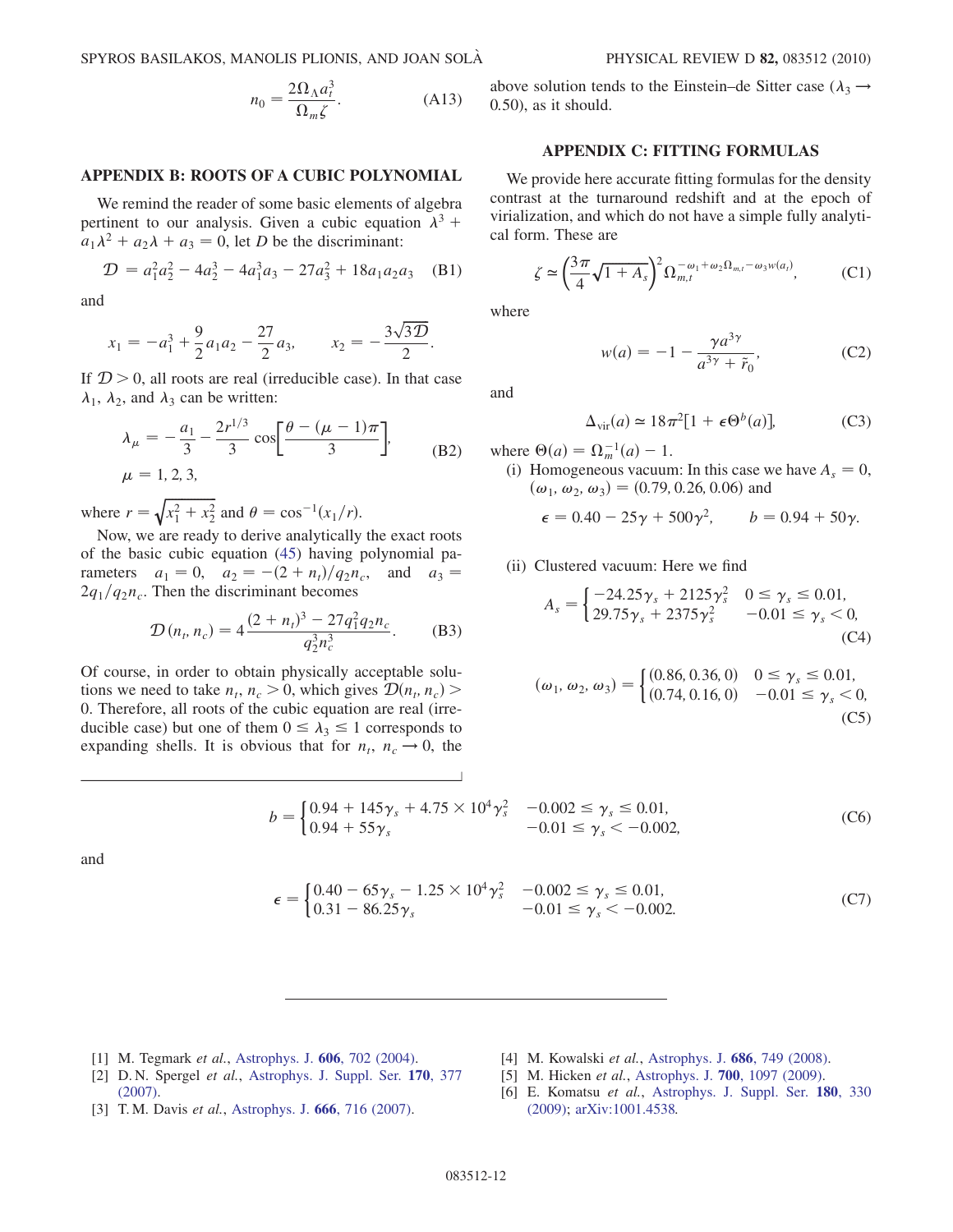$$n_0 = \frac{2\Omega_\Lambda a_t^3}{\Omega_m \zeta}. \tag{A13}$$

## APPENDIX B: ROOTS OF A CUBIC POLYNOMIAL

We remind the reader of some basic elements of algebra pertinent to our analysis. Given a cubic equation $\lambda^3 + a_1\lambda^2 + a_2\lambda + a_3 = 0$, let $D$ be the discriminant:

$$\mathcal{D} = a_1^2 a_2^2 - 4a_2^3 - 4a_1^3 a_3 - 27a_3^2 + 18a_1 a_2 a_3 \tag{B1}$$

and

$$x_1 = -a_1^3 + \frac{9}{2}a_1 a_2 - \frac{27}{2}a_3, \qquad x_2 = -\frac{3\sqrt{3\mathcal{D}}}{2}.$$

If $\mathcal{D} > 0$, all roots are real (irreducible case). In that case $\lambda_1$, $\lambda_2$, and $\lambda_3$ can be written:

$$\lambda_\mu = -\frac{a_1}{3} - \frac{2r^{1/3}}{3}\cos\left[\frac{\theta - (\mu - 1)\pi}{3}\right], \qquad \mu = 1, 2, 3, \tag{B2}$$

where $r = \sqrt{x_1^2 + x_2^2}$ and $\theta = \cos^{-1}(x_1/r)$.

Now, we are ready to derive analytically the exact roots of the basic cubic equation (45) having polynomial parameters $a_1 = 0$, $a_2 = -(2 + n_t)/q_2 n_c$, and $a_3 = 2q_1/q_2 n_c$. Then the discriminant becomes

$$\mathcal{D}(n_t, n_c) = 4\frac{(2 + n_t)^3 - 27q_1^2 q_2 n_c}{q_2^3 n_c^3}. \tag{B3}$$

Of course, in order to obtain physically acceptable solutions we need to take $n_t, n_c > 0$, which gives $\mathcal{D}(n_t, n_c) > 0$. Therefore, all roots of the cubic equation are real (irreducible case) but one of them $0 \le \lambda_3 \le 1$ corresponds to expanding shells. It is obvious that for $n_t$, $n_c \to 0$, the above solution tends to the Einstein–de Sitter case ($\lambda_3 \to 0.50$), as it should.

## APPENDIX C: FITTING FORMULAS

We provide here accurate fitting formulas for the density contrast at the turnaround redshift and at the epoch of virialization, and which do not have a simple fully analytical form. These are

$$\zeta \simeq \left(\frac{3\pi}{4}\sqrt{1 + A_s}\right)^2 \Omega_{m,t}^{-\omega_1 + \omega_2 \Omega_{m,t} - \omega_3 w(a_t)}, \tag{C1}$$

where

$$w(a) = -1 - \frac{\gamma a^{3\gamma}}{a^{3\gamma} + \tilde{r}_0}, \tag{C2}$$

and

$$\Delta_{\rm vir}(a) \simeq 18\pi^2[1 + \epsilon\Theta^b(a)], \tag{C3}$$

where $\Theta(a) = \Omega_m^{-1}(a) - 1$.

(i) Homogeneous vacuum: In this case we have $A_s = 0$, $(\omega_1, \omega_2, \omega_3) = (0.79, 0.26, 0.06)$ and

$$\epsilon = 0.40 - 25\gamma + 500\gamma^2, \qquad b = 0.94 + 50\gamma.$$

(ii) Clustered vacuum: Here we find

$$A_s = \begin{cases} -24.25\gamma_s + 2125\gamma_s^2 & 0 \le \gamma_s \le 0.01, \\ 29.75\gamma_s + 2375\gamma_s^2 & -0.01 \le \gamma_s < 0, \end{cases} \tag{C4}$$

$$(\omega_1, \omega_2, \omega_3) = \begin{cases} (0.86, 0.36, 0) & 0 \le \gamma_s \le 0.01, \\ (0.74, 0.16, 0) & -0.01 \le \gamma_s < 0, \end{cases} \tag{C5}$$

$$b = \begin{cases} 0.94 + 145\gamma_s + 4.75 \times 10^4\gamma_s^2 & -0.002 \le \gamma_s \le 0.01, \\ 0.94 + 55\gamma_s & -0.01 \le \gamma_s < -0.002, \end{cases} \tag{C6}$$

and

$$\epsilon = \begin{cases} 0.40 - 65\gamma_s - 1.25 \times 10^4\gamma_s^2 & -0.002 \le \gamma_s \le 0.01, \\ 0.31 - 86.25\gamma_s & -0.01 \le \gamma_s < -0.002. \end{cases} \tag{C7}$$

---

[1] M. Tegmark *et al.*, Astrophys. J. **606**, 702 (2004).

[2] D. N. Spergel *et al.*, Astrophys. J. Suppl. Ser. **170**, 377 (2007).

[3] T. M. Davis *et al.*, Astrophys. J. **666**, 716 (2007).

[4] M. Kowalski *et al.*, Astrophys. J. **686**, 749 (2008).

[5] M. Hicken *et al.*, Astrophys. J. **700**, 1097 (2009).

[6] E. Komatsu *et al.*, Astrophys. J. Suppl. Ser. **180**, 330 (2009); arXiv:1001.4538.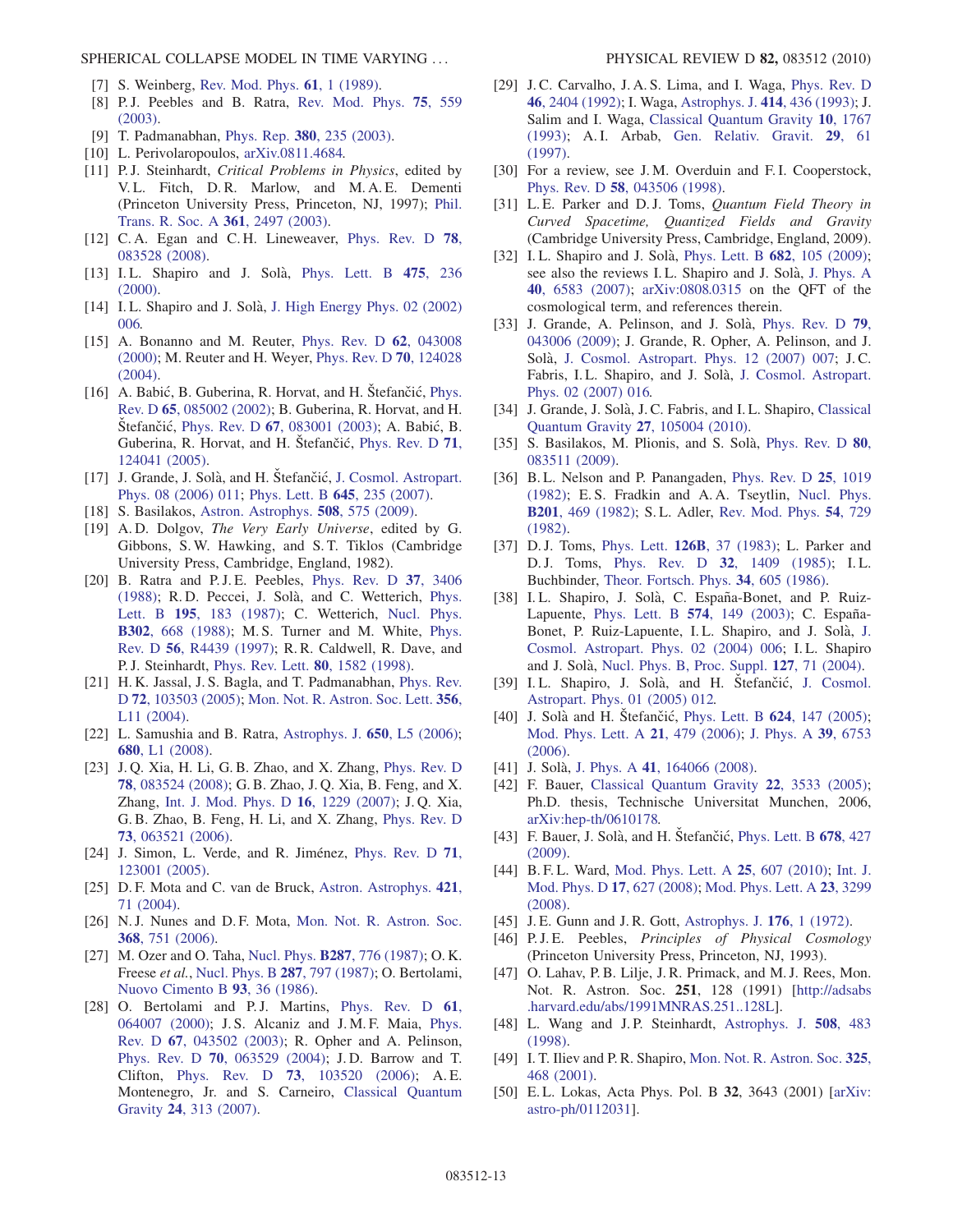[7] S. Weinberg, Rev. Mod. Phys. **61**, 1 (1989).

[8] P.J. Peebles and B. Ratra, Rev. Mod. Phys. **75**, 559 (2003).

[9] T. Padmanabhan, Phys. Rep. **380**, 235 (2003).

[10] L. Perivolaropoulos, arXiv.0811.4684.

[11] P.J. Steinhardt, *Critical Problems in Physics*, edited by V.L. Fitch, D.R. Marlow, and M.A.E. Dementi (Princeton University Press, Princeton, NJ, 1997); Phil. Trans. R. Soc. A **361**, 2497 (2003).

[12] C.A. Egan and C.H. Lineweaver, Phys. Rev. D **78**, 083528 (2008).

[13] I.L. Shapiro and J. Solà, Phys. Lett. B **475**, 236 (2000).

[14] I.L. Shapiro and J. Solà, J. High Energy Phys. 02 (2002) 006.

[15] A. Bonanno and M. Reuter, Phys. Rev. D **62**, 043008 (2000); M. Reuter and H. Weyer, Phys. Rev. D **70**, 124028 (2004).

[16] A. Babić, B. Guberina, R. Horvat, and H. Štefančić, Phys. Rev. D **65**, 085002 (2002); B. Guberina, R. Horvat, and H. Štefančić, Phys. Rev. D **67**, 083001 (2003); A. Babić, B. Guberina, R. Horvat, and H. Štefančić, Phys. Rev. D **71**, 124041 (2005).

[17] J. Grande, J. Solà, and H. Štefančić, J. Cosmol. Astropart. Phys. 08 (2006) 011; Phys. Lett. B **645**, 235 (2007).

[18] S. Basilakos, Astron. Astrophys. **508**, 575 (2009).

[19] A.D. Dolgov, *The Very Early Universe*, edited by G. Gibbons, S.W. Hawking, and S.T. Tiklos (Cambridge University Press, Cambridge, England, 1982).

[20] B. Ratra and P.J.E. Peebles, Phys. Rev. D **37**, 3406 (1988); R.D. Peccei, J. Solà, and C. Wetterich, Phys. Lett. B **195**, 183 (1987); C. Wetterich, Nucl. Phys. **B302**, 668 (1988); M.S. Turner and M. White, Phys. Rev. D **56**, R4439 (1997); R.R. Caldwell, R. Dave, and P.J. Steinhardt, Phys. Rev. Lett. **80**, 1582 (1998).

[21] H.K. Jassal, J.S. Bagla, and T. Padmanabhan, Phys. Rev. D **72**, 103503 (2005); Mon. Not. R. Astron. Soc. Lett. **356**, L11 (2004).

[22] L. Samushia and B. Ratra, Astrophys. J. **650**, L5 (2006); **680**, L1 (2008).

[23] J.Q. Xia, H. Li, G.B. Zhao, and X. Zhang, Phys. Rev. D **78**, 083524 (2008); G.B. Zhao, J.Q. Xia, B. Feng, and X. Zhang, Int. J. Mod. Phys. D **16**, 1229 (2007); J.Q. Xia, G.B. Zhao, B. Feng, H. Li, and X. Zhang, Phys. Rev. D **73**, 063521 (2006).

[24] J. Simon, L. Verde, and R. Jiménez, Phys. Rev. D **71**, 123001 (2005).

[25] D.F. Mota and C. van de Bruck, Astron. Astrophys. **421**, 71 (2004).

[26] N.J. Nunes and D.F. Mota, Mon. Not. R. Astron. Soc. **368**, 751 (2006).

[27] M. Ozer and O. Taha, Nucl. Phys. **B287**, 776 (1987); O.K. Freese *et al.*, Nucl. Phys. B **287**, 797 (1987); O. Bertolami, Nuovo Cimento B **93**, 36 (1986).

[28] O. Bertolami and P.J. Martins, Phys. Rev. D **61**, 064007 (2000); J.S. Alcaniz and J.M.F. Maia, Phys. Rev. D **67**, 043502 (2003); R. Opher and A. Pelinson, Phys. Rev. D **70**, 063529 (2004); J.D. Barrow and T. Clifton, Phys. Rev. D **73**, 103520 (2006); A.E. Montenegro, Jr. and S. Carneiro, Classical Quantum Gravity **24**, 313 (2007).

[29] J.C. Carvalho, J.A.S. Lima, and I. Waga, Phys. Rev. D **46**, 2404 (1992); I. Waga, Astrophys. J. **414**, 436 (1993); J. Salim and I. Waga, Classical Quantum Gravity **10**, 1767 (1993); A.I. Arbab, Gen. Relativ. Gravit. **29**, 61 (1997).

[30] For a review, see J.M. Overduin and F.I. Cooperstock, Phys. Rev. D **58**, 043506 (1998).

[31] L.E. Parker and D.J. Toms, *Quantum Field Theory in Curved Spacetime, Quantized Fields and Gravity* (Cambridge University Press, Cambridge, England, 2009).

[32] I.L. Shapiro and J. Solà, Phys. Lett. B **682**, 105 (2009); see also the reviews I.L. Shapiro and J. Solà, J. Phys. A **40**, 6583 (2007); arXiv:0808.0315 on the QFT of the cosmological term, and references therein.

[33] J. Grande, A. Pelinson, and J. Solà, Phys. Rev. D **79**, 043006 (2009); J. Grande, R. Opher, A. Pelinson, and J. Solà, J. Cosmol. Astropart. Phys. 12 (2007) 007; J.C. Fabris, I.L. Shapiro, and J. Solà, J. Cosmol. Astropart. Phys. 02 (2007) 016.

[34] J. Grande, J. Solà, J.C. Fabris, and I.L. Shapiro, Classical Quantum Gravity **27**, 105004 (2010).

[35] S. Basilakos, M. Plionis, and S. Solà, Phys. Rev. D **80**, 083511 (2009).

[36] B.L. Nelson and P. Panangaden, Phys. Rev. D **25**, 1019 (1982); E.S. Fradkin and A.A. Tseytlin, Nucl. Phys. **B201**, 469 (1982); S.L. Adler, Rev. Mod. Phys. **54**, 729 (1982).

[37] D.J. Toms, Phys. Lett. **126B**, 37 (1983); L. Parker and D.J. Toms, Phys. Rev. D **32**, 1409 (1985); I.L. Buchbinder, Theor. Fortsch. Phys. **34**, 605 (1986).

[38] I.L. Shapiro, J. Solà, C. España-Bonet, and P. Ruiz-Lapuente, Phys. Lett. B **574**, 149 (2003); C. España-Bonet, P. Ruiz-Lapuente, I.L. Shapiro, and J. Solà, J. Cosmol. Astropart. Phys. 02 (2004) 006; I.L. Shapiro and J. Solà, Nucl. Phys. B, Proc. Suppl. **127**, 71 (2004).

[39] I.L. Shapiro, J. Solà, and H. Štefančić, J. Cosmol. Astropart. Phys. 01 (2005) 012.

[40] J. Solà and H. Štefančić, Phys. Lett. B **624**, 147 (2005); Mod. Phys. Lett. A **21**, 479 (2006); J. Phys. A **39**, 6753 (2006).

[41] J. Solà, J. Phys. A **41**, 164066 (2008).

[42] F. Bauer, Classical Quantum Gravity **22**, 3533 (2005); Ph.D. thesis, Technische Universitat Munchen, 2006, arXiv:hep-th/0610178.

[43] F. Bauer, J. Solà, and H. Štefančić, Phys. Lett. B **678**, 427 (2009).

[44] B.F.L. Ward, Mod. Phys. Lett. A **25**, 607 (2010); Int. J. Mod. Phys. D **17**, 627 (2008); Mod. Phys. Lett. A **23**, 3299 (2008).

[45] J.E. Gunn and J.R. Gott, Astrophys. J. **176**, 1 (1972).

[46] P.J.E. Peebles, *Principles of Physical Cosmology* (Princeton University Press, Princeton, NJ, 1993).

[47] O. Lahav, P.B. Lilje, J.R. Primack, and M.J. Rees, Mon. Not. R. Astron. Soc. **251**, 128 (1991) [http://adsabs.harvard.edu/abs/1991MNRAS.251..128L].

[48] L. Wang and J.P. Steinhardt, Astrophys. J. **508**, 483 (1998).

[49] I.T. Iliev and P.R. Shapiro, Mon. Not. R. Astron. Soc. **325**, 468 (2001).

[50] E.L. Lokas, Acta Phys. Pol. B **32**, 3643 (2001) [arXiv:astro-ph/0112031].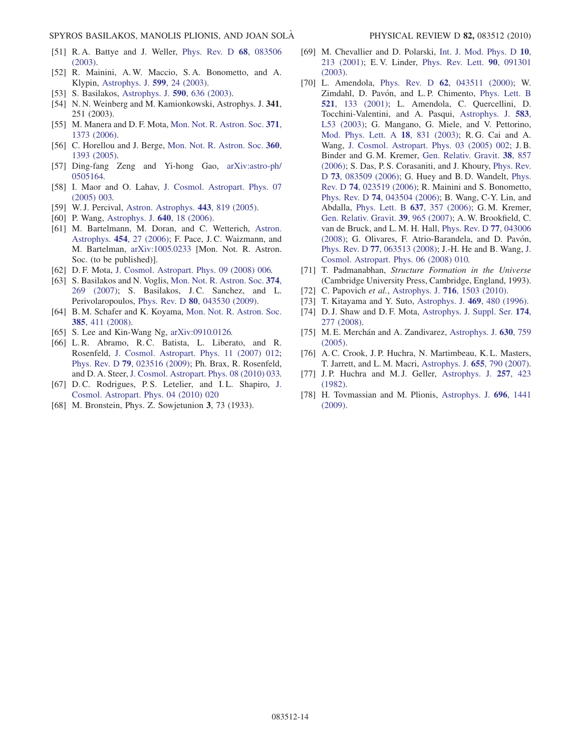[51] R. A. Battye and J. Weller, Phys. Rev. D **68**, 083506 (2003).

[52] R. Mainini, A. W. Maccio, S. A. Bonometto, and A. Klypin, Astrophys. J. **599**, 24 (2003).

[53] S. Basilakos, Astrophys. J. **590**, 636 (2003).

[54] N. N. Weinberg and M. Kamionkowski, Astrophys. J. **341**, 251 (2003).

[55] M. Manera and D. F. Mota, Mon. Not. R. Astron. Soc. **371**, 1373 (2006).

[56] C. Horellou and J. Berge, Mon. Not. R. Astron. Soc. **360**, 1393 (2005).

[57] Ding-fang Zeng and Yi-hong Gao, arXiv:astro-ph/0505164.

[58] I. Maor and O. Lahav, J. Cosmol. Astropart. Phys. 07 (2005) 003.

[59] W. J. Percival, Astron. Astrophys. **443**, 819 (2005).

[60] P. Wang, Astrophys. J. **640**, 18 (2006).

[61] M. Bartelmann, M. Doran, and C. Wetterich, Astron. Astrophys. **454**, 27 (2006); F. Pace, J. C. Waizmann, and M. Bartelman, arXiv:1005.0233 [Mon. Not. R. Astron. Soc. (to be published)].

[62] D. F. Mota, J. Cosmol. Astropart. Phys. 09 (2008) 006.

[63] S. Basilakos and N. Voglis, Mon. Not. R. Astron. Soc. **374**, 269 (2007); S. Basilakos, J. C. Sanchez, and L. Perivolaropoulos, Phys. Rev. D **80**, 043530 (2009).

[64] B. M. Schafer and K. Koyama, Mon. Not. R. Astron. Soc. **385**, 411 (2008).

[65] S. Lee and Kin-Wang Ng, arXiv:0910.0126.

[66] L. R. Abramo, R. C. Batista, L. Liberato, and R. Rosenfeld, J. Cosmol. Astropart. Phys. 11 (2007) 012; Phys. Rev. D **79**, 023516 (2009); Ph. Brax, R. Rosenfeld, and D. A. Steer, J. Cosmol. Astropart. Phys. 08 (2010) 033.

[67] D. C. Rodrigues, P. S. Letelier, and I. L. Shapiro, J. Cosmol. Astropart. Phys. 04 (2010) 020

[68] M. Bronstein, Phys. Z. Sowjetunion **3**, 73 (1933).

[69] M. Chevallier and D. Polarski, Int. J. Mod. Phys. D **10**, 213 (2001); E. V. Linder, Phys. Rev. Lett. **90**, 091301 (2003).

[70] L. Amendola, Phys. Rev. D **62**, 043511 (2000); W. Zimdahl, D. Pavón, and L. P. Chimento, Phys. Lett. B **521**, 133 (2001); L. Amendola, C. Quercellini, D. Tocchini-Valentini, and A. Pasqui, Astrophys. J. **583**, L53 (2003); G. Mangano, G. Miele, and V. Pettorino, Mod. Phys. Lett. A **18**, 831 (2003); R. G. Cai and A. Wang, J. Cosmol. Astropart. Phys. 03 (2005) 002; J. B. Binder and G. M. Kremer, Gen. Relativ. Gravit. **38**, 857 (2006); S. Das, P. S. Corasaniti, and J. Khoury, Phys. Rev. D **73**, 083509 (2006); G. Huey and B. D. Wandelt, Phys. Rev. D **74**, 023519 (2006); R. Mainini and S. Bonometto, Phys. Rev. D **74**, 043504 (2006); B. Wang, C-Y. Lin, and Abdalla, Phys. Lett. B **637**, 357 (2006); G. M. Kremer, Gen. Relativ. Gravit. **39**, 965 (2007); A. W. Brookfield, C. van de Bruck, and L. M. H. Hall, Phys. Rev. D **77**, 043006 (2008); G. Olivares, F. Atrio-Barandela, and D. Pavón, Phys. Rev. D **77**, 063513 (2008); J.-H. He and B. Wang, J. Cosmol. Astropart. Phys. 06 (2008) 010.

[71] T. Padmanabhan, *Structure Formation in the Universe* (Cambridge University Press, Cambridge, England, 1993).

[72] C. Papovich *et al.*, Astrophys. J. **716**, 1503 (2010).

[73] T. Kitayama and Y. Suto, Astrophys. J. **469**, 480 (1996).

[74] D. J. Shaw and D. F. Mota, Astrophys. J. Suppl. Ser. **174**, 277 (2008).

[75] M. E. Merchán and A. Zandivarez, Astrophys. J. **630**, 759 (2005).

[76] A. C. Crook, J. P. Huchra, N. Martimbeau, K. L. Masters, T. Jarrett, and L. M. Macri, Astrophys. J. **655**, 790 (2007).

[77] J. P. Huchra and M. J. Geller, Astrophys. J. **257**, 423 (1982).

[78] H. Tovmassian and M. Plionis, Astrophys. J. **696**, 1441 (2009).